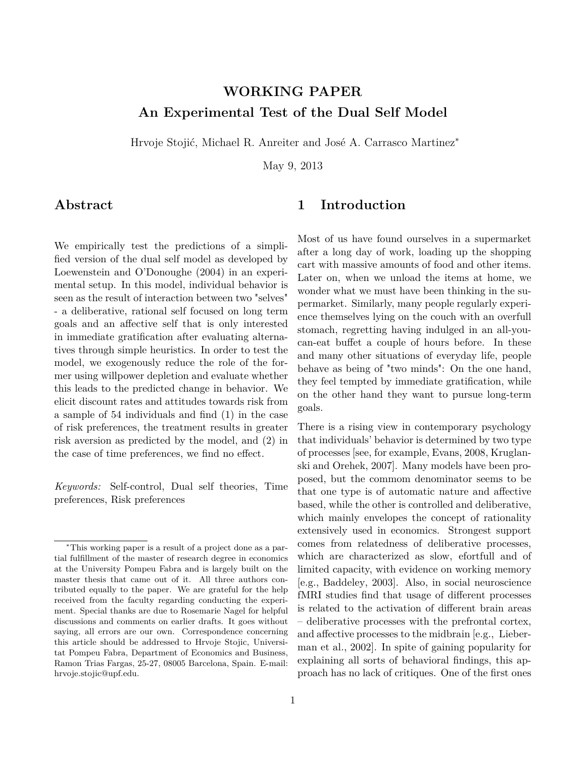# WORKING PAPER

# An Experimental Test of the Dual Self Model

Hrvoje Stojić, Michael R. Anreiter and José A. Carrasco Martinez[*]

May 9, 2013

## Abstract

We empirically test the predictions of a simplified version of the dual self model as developed by Loewenstein and O'Donoughe (2004) in an experimental setup. In this model, individual behavior is seen as the result of interaction between two "selves" - a deliberative, rational self focused on long term goals and an affective self that is only interested in immediate gratification after evaluating alternatives through simple heuristics. In order to test the model, we exogenously reduce the role of the former using willpower depletion and evaluate whether this leads to the predicted change in behavior. We elicit discount rates and attitudes towards risk from a sample of 54 individuals and find (1) in the case of risk preferences, the treatment results in greater risk aversion as predicted by the model, and (2) in the case of time preferences, we find no effect.

*Keywords:* Self-control, Dual self theories, Time preferences, Risk preferences

## 1 Introduction

Most of us have found ourselves in a supermarket after a long day of work, loading up the shopping cart with massive amounts of food and other items. Later on, when we unload the items at home, we wonder what we must have been thinking in the supermarket. Similarly, many people regularly experience themselves lying on the couch with an overfull stomach, regretting having indulged in an all-you-can-eat buffet a couple of hours before. In these and many other situations of everyday life, people behave as being of "two minds": On the one hand, they feel tempted by immediate gratification, while on the other hand they want to pursue long-term goals.

There is a rising view in contemporary psychology that individuals' behavior is determined by two type of processes [see, for example, Evans, 2008, Kruglanski and Orehek, 2007]. Many models have been proposed, but the commom denominator seems to be that one type is of automatic nature and affective based, while the other is controlled and deliberative, which mainly envelopes the concept of rationality extensively used in economics. Strongest support comes from relatedness of deliberative processes, which are characterized as slow, efortfull and of limited capacity, with evidence on working memory [e.g., Baddeley, 2003]. Also, in social neuroscience fMRI studies find that usage of different processes is related to the activation of different brain areas – deliberative processes with the prefrontal cortex, and affective processes to the midbrain [e.g., Lieberman et al., 2002]. In spite of gaining popularity for explaining all sorts of behavioral findings, this approach has no lack of critiques. One of the first ones

[*]This working paper is a result of a project done as a partial fulfillment of the master of research degree in economics at the University Pompeu Fabra and is largely built on the master thesis that came out of it. All three authors contributed equally to the paper. We are grateful for the help received from the faculty regarding conducting the experiment. Special thanks are due to Rosemarie Nagel for helpful discussions and comments on earlier drafts. It goes without saying, all errors are our own. Correspondence concerning this article should be addressed to Hrvoje Stojic, Universitat Pompeu Fabra, Department of Economics and Business, Ramon Trias Fargas, 25-27, 08005 Barcelona, Spain. E-mail: hrvoje.stojic@upf.edu.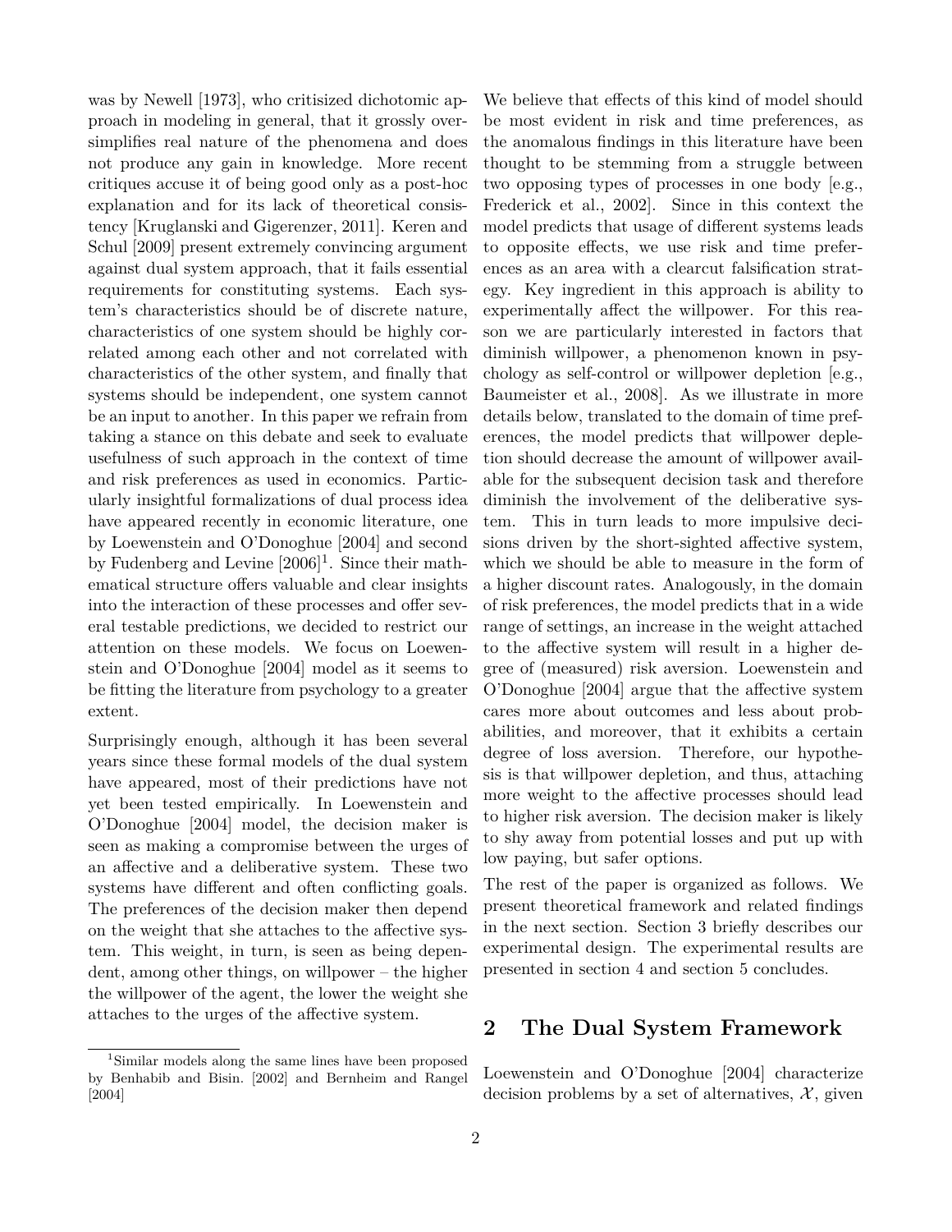was by Newell [1973], who critisized dichotomic approach in modeling in general, that it grossly oversimplifies real nature of the phenomena and does not produce any gain in knowledge. More recent critiques accuse it of being good only as a post-hoc explanation and for its lack of theoretical consistency [Kruglanski and Gigerenzer, 2011]. Keren and Schul [2009] present extremely convincing argument against dual system approach, that it fails essential requirements for constituting systems. Each system's characteristics should be of discrete nature, characteristics of one system should be highly correlated among each other and not correlated with characteristics of the other system, and finally that systems should be independent, one system cannot be an input to another. In this paper we refrain from taking a stance on this debate and seek to evaluate usefulness of such approach in the context of time and risk preferences as used in economics. Particularly insightful formalizations of dual process idea have appeared recently in economic literature, one by Loewenstein and O'Donoghue [2004] and second by Fudenberg and Levine [2006][1]. Since their mathematical structure offers valuable and clear insights into the interaction of these processes and offer several testable predictions, we decided to restrict our attention on these models. We focus on Loewenstein and O'Donoghue [2004] model as it seems to be fitting the literature from psychology to a greater extent.

Surprisingly enough, although it has been several years since these formal models of the dual system have appeared, most of their predictions have not yet been tested empirically. In Loewenstein and O'Donoghue [2004] model, the decision maker is seen as making a compromise between the urges of an affective and a deliberative system. These two systems have different and often conflicting goals. The preferences of the decision maker then depend on the weight that she attaches to the affective system. This weight, in turn, is seen as being dependent, among other things, on willpower – the higher the willpower of the agent, the lower the weight she attaches to the urges of the affective system.

We believe that effects of this kind of model should be most evident in risk and time preferences, as the anomalous findings in this literature have been thought to be stemming from a struggle between two opposing types of processes in one body [e.g., Frederick et al., 2002]. Since in this context the model predicts that usage of different systems leads to opposite effects, we use risk and time preferences as an area with a clearcut falsification strategy. Key ingredient in this approach is ability to experimentally affect the willpower. For this reason we are particularly interested in factors that diminish willpower, a phenomenon known in psychology as self-control or willpower depletion [e.g., Baumeister et al., 2008]. As we illustrate in more details below, translated to the domain of time preferences, the model predicts that willpower depletion should decrease the amount of willpower available for the subsequent decision task and therefore diminish the involvement of the deliberative system. This in turn leads to more impulsive decisions driven by the short-sighted affective system, which we should be able to measure in the form of a higher discount rates. Analogously, in the domain of risk preferences, the model predicts that in a wide range of settings, an increase in the weight attached to the affective system will result in a higher degree of (measured) risk aversion. Loewenstein and O'Donoghue [2004] argue that the affective system cares more about outcomes and less about probabilities, and moreover, that it exhibits a certain degree of loss aversion. Therefore, our hypothesis is that willpower depletion, and thus, attaching more weight to the affective processes should lead to higher risk aversion. The decision maker is likely to shy away from potential losses and put up with low paying, but safer options.

The rest of the paper is organized as follows. We present theoretical framework and related findings in the next section. Section 3 briefly describes our experimental design. The experimental results are presented in section 4 and section 5 concludes.

## 2 The Dual System Framework

Loewenstein and O'Donoghue [2004] characterize decision problems by a set of alternatives, $\mathcal{X}$, given

[1] Similar models along the same lines have been proposed by Benhabib and Bisin. [2002] and Bernheim and Rangel [2004]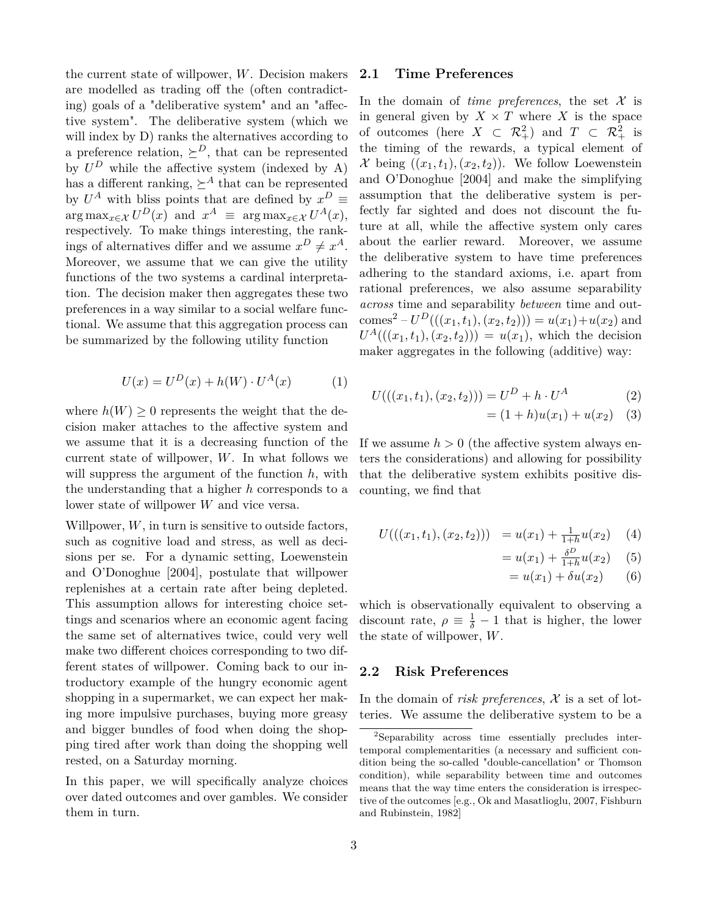the current state of willpower, $W$. Decision makers are modelled as trading off the (often contradicting) goals of a "deliberative system" and an "affective system". The deliberative system (which we will index by D) ranks the alternatives according to a preference relation, $\succeq^D$, that can be represented by $U^D$ while the affective system (indexed by A) has a different ranking, $\succeq^A$ that can be represented by $U^A$ with bliss points that are defined by $x^D \equiv \arg\max_{x\in\mathcal{X}} U^D(x)$ and $x^A \equiv \arg\max_{x\in\mathcal{X}} U^A(x)$, respectively. To make things interesting, the rankings of alternatives differ and we assume $x^D \neq x^A$. Moreover, we assume that we can give the utility functions of the two systems a cardinal interpretation. The decision maker then aggregates these two preferences in a way similar to a social welfare functional. We assume that this aggregation process can be summarized by the following utility function

$$U(x) = U^D(x) + h(W) \cdot U^A(x) \tag{1}$$

where $h(W) \geq 0$ represents the weight that the decision maker attaches to the affective system and we assume that it is a decreasing function of the current state of willpower, $W$. In what follows we will suppress the argument of the function $h$, with the understanding that a higher $h$ corresponds to a lower state of willpower $W$ and vice versa.

Willpower, $W$, in turn is sensitive to outside factors, such as cognitive load and stress, as well as decisions per se. For a dynamic setting, Loewenstein and O'Donoghue [2004], postulate that willpower replenishes at a certain rate after being depleted. This assumption allows for interesting choice settings and scenarios where an economic agent facing the same set of alternatives twice, could very well make two different choices corresponding to two different states of willpower. Coming back to our introductory example of the hungry economic agent shopping in a supermarket, we can expect her making more impulsive purchases, buying more greasy and bigger bundles of food when doing the shopping tired after work than doing the shopping well rested, on a Saturday morning.

In this paper, we will specifically analyze choices over dated outcomes and over gambles. We consider them in turn.

## 2.1 Time Preferences

In the domain of *time preferences*, the set $\mathcal{X}$ is in general given by $X \times T$ where $X$ is the space of outcomes (here $X \subset \mathcal{R}^2_+$) and $T \subset \mathcal{R}^2_+$ is the timing of the rewards, a typical element of $\mathcal{X}$ being $((x_1, t_1), (x_2, t_2))$. We follow Loewenstein and O'Donoghue [2004] and make the simplifying assumption that the deliberative system is perfectly far sighted and does not discount the future at all, while the affective system only cares about the earlier reward. Moreover, we assume the deliberative system to have time preferences adhering to the standard axioms, i.e. apart from rational preferences, we also assume separability *across* time and separability *between* time and outcomes[2] – $U^D(((x_1, t_1), (x_2, t_2))) = u(x_1) + u(x_2)$ and $U^A(((x_1, t_1), (x_2, t_2))) = u(x_1)$, which the decision maker aggregates in the following (additive) way:

$$\begin{aligned} U(((x_1, t_1), (x_2, t_2))) &= U^D + h \cdot U^A && (2)\\ &= (1+h)u(x_1) + u(x_2) && (3)\end{aligned}$$

If we assume $h > 0$ (the affective system always enters the considerations) and allowing for possibility that the deliberative system exhibits positive discounting, we find that

$$\begin{aligned} U(((x_1, t_1), (x_2, t_2))) &= u(x_1) + \tfrac{1}{1+h} u(x_2) && (4)\\ &= u(x_1) + \tfrac{\delta^D}{1+h} u(x_2) && (5)\\ &= u(x_1) + \delta u(x_2) && (6)\end{aligned}$$

which is observationally equivalent to observing a discount rate, $\rho \equiv \frac{1}{\delta} - 1$ that is higher, the lower the state of willpower, $W$.

## 2.2 Risk Preferences

In the domain of *risk preferences*, $\mathcal{X}$ is a set of lotteries. We assume the deliberative system to be a

[2] Separability across time essentially precludes intertemporal complementarities (a necessary and sufficient condition being the so-called "double-cancellation" or Thomson condition), while separability between time and outcomes means that the way time enters the consideration is irrespective of the outcomes [e.g., Ok and Masatlioglu, 2007, Fishburn and Rubinstein, 1982]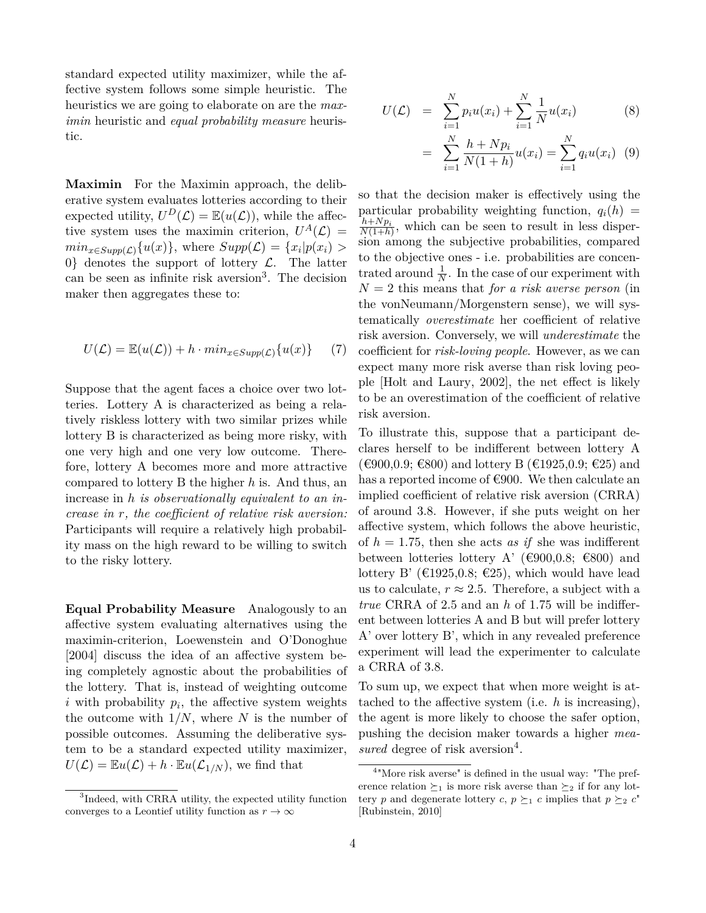standard expected utility maximizer, while the affective system follows some simple heuristic. The heuristics we are going to elaborate on are the *maximin* heuristic and *equal probability measure* heuristic.

**Maximin** For the Maximin approach, the deliberative system evaluates lotteries according to their expected utility, $U^D(\mathcal{L}) = \mathbb{E}(u(\mathcal{L}))$, while the affective system uses the maximin criterion, $U^A(\mathcal{L}) = min_{x \in Supp(\mathcal{L})}\{u(x)\}$, where $Supp(\mathcal{L}) = \{x_i | p(x_i) > 0\}$ denotes the support of lottery $\mathcal{L}$. The latter can be seen as infinite risk aversion[3]. The decision maker then aggregates these to:

$$U(\mathcal{L}) = \mathbb{E}(u(\mathcal{L})) + h \cdot min_{x \in Supp(\mathcal{L})}\{u(x)\} \quad (7)$$

Suppose that the agent faces a choice over two lotteries. Lottery A is characterized as being a relatively riskless lottery with two similar prizes while lottery B is characterized as being more risky, with one very high and one very low outcome. Therefore, lottery A becomes more and more attractive compared to lottery B the higher $h$ is. And thus, an increase in $h$ *is observationally equivalent to an increase in* $r$*, the coefficient of relative risk aversion:* Participants will require a relatively high probability mass on the high reward to be willing to switch to the risky lottery.

**Equal Probability Measure** Analogously to an affective system evaluating alternatives using the maximin-criterion, Loewenstein and O'Donoghue [2004] discuss the idea of an affective system being completely agnostic about the probabilities of the lottery. That is, instead of weighting outcome $i$ with probability $p_i$, the affective system weights the outcome with $1/N$, where $N$ is the number of possible outcomes. Assuming the deliberative system to be a standard expected utility maximizer, $U(\mathcal{L}) = \mathbb{E}u(\mathcal{L}) + h \cdot \mathbb{E}u(\mathcal{L}_{1/N})$, we find that

$$U(\mathcal{L}) = \sum_{i=1}^{N} p_i u(x_i) + \sum_{i=1}^{N} \frac{1}{N} u(x_i) \quad (8)$$

$$= \sum_{i=1}^{N} \frac{h + Np_i}{N(1+h)} u(x_i) = \sum_{i=1}^{N} q_i u(x_i) \quad (9)$$

so that the decision maker is effectively using the particular probability weighting function, $q_i(h) = \frac{h+Np_i}{N(1+h)}$, which can be seen to result in less dispersion among the subjective probabilities, compared to the objective ones - i.e. probabilities are concentrated around $\frac{1}{N}$. In the case of our experiment with $N = 2$ this means that *for a risk averse person* (in the vonNeumann/Morgenstern sense), we will systematically *overestimate* her coefficient of relative risk aversion. Conversely, we will *underestimate* the coefficient for *risk-loving people*. However, as we can expect many more risk averse than risk loving people [Holt and Laury, 2002], the net effect is likely to be an overestimation of the coefficient of relative risk aversion.

To illustrate this, suppose that a participant declares herself to be indifferent between lottery A (€900,0.9; €800) and lottery B (€1925,0.9; €25) and has a reported income of €900. We then calculate an implied coefficient of relative risk aversion (CRRA) of around 3.8. However, if she puts weight on her affective system, which follows the above heuristic, of $h = 1.75$, then she acts *as if* she was indifferent between lotteries lottery A' (€900,0.8; €800) and lottery B' (€1925,0.8; €25), which would have lead us to calculate, $r \approx 2.5$. Therefore, a subject with a *true* CRRA of 2.5 and an $h$ of 1.75 will be indifferent between lotteries A and B but will prefer lottery A' over lottery B', which in any revealed preference experiment will lead the experimenter to calculate a CRRA of 3.8.

To sum up, we expect that when more weight is attached to the affective system (i.e. $h$ is increasing), the agent is more likely to choose the safer option, pushing the decision maker towards a higher *measured* degree of risk aversion[4].

[3] Indeed, with CRRA utility, the expected utility function converges to a Leontief utility function as $r \to \infty$

[4] "More risk averse" is defined in the usual way: "The preference relation $\succeq_1$ is more risk averse than $\succeq_2$ if for any lottery $p$ and degenerate lottery $c$, $p \succeq_1 c$ implies that $p \succeq_2 c$" [Rubinstein, 2010]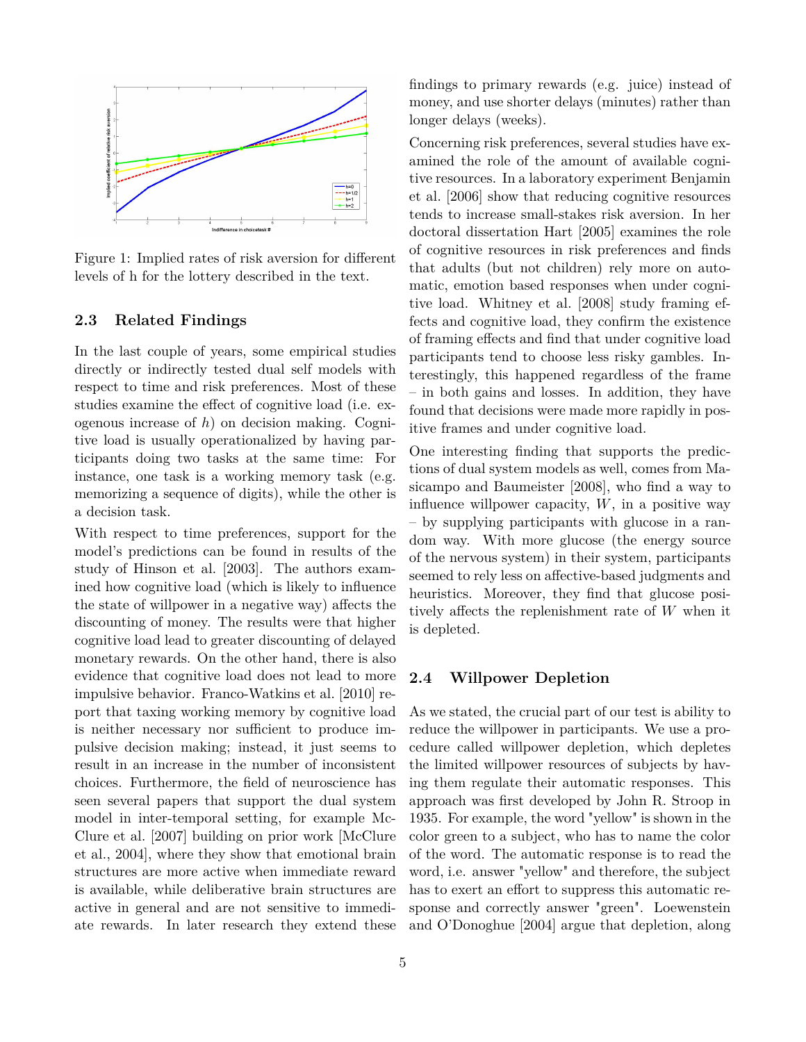Figure 1: Implied rates of risk aversion for different levels of h for the lottery described in the text.

### 2.3 Related Findings

In the last couple of years, some empirical studies directly or indirectly tested dual self models with respect to time and risk preferences. Most of these studies examine the effect of cognitive load (i.e. exogenous increase of $h$) on decision making. Cognitive load is usually operationalized by having participants doing two tasks at the same time: For instance, one task is a working memory task (e.g. memorizing a sequence of digits), while the other is a decision task.

With respect to time preferences, support for the model's predictions can be found in results of the study of Hinson et al. [2003]. The authors examined how cognitive load (which is likely to influence the state of willpower in a negative way) affects the discounting of money. The results were that higher cognitive load lead to greater discounting of delayed monetary rewards. On the other hand, there is also evidence that cognitive load does not lead to more impulsive behavior. Franco-Watkins et al. [2010] report that taxing working memory by cognitive load is neither necessary nor sufficient to produce impulsive decision making; instead, it just seems to result in an increase in the number of inconsistent choices. Furthermore, the field of neuroscience has seen several papers that support the dual system model in inter-temporal setting, for example McClure et al. [2007] building on prior work [McClure et al., 2004], where they show that emotional brain structures are more active when immediate reward is available, while deliberative brain structures are active in general and are not sensitive to immediate rewards. In later research they extend these findings to primary rewards (e.g. juice) instead of money, and use shorter delays (minutes) rather than longer delays (weeks).

Concerning risk preferences, several studies have examined the role of the amount of available cognitive resources. In a laboratory experiment Benjamin et al. [2006] show that reducing cognitive resources tends to increase small-stakes risk aversion. In her doctoral dissertation Hart [2005] examines the role of cognitive resources in risk preferences and finds that adults (but not children) rely more on automatic, emotion based responses when under cognitive load. Whitney et al. [2008] study framing effects and cognitive load, they confirm the existence of framing effects and find that under cognitive load participants tend to choose less risky gambles. Interestingly, this happened regardless of the frame – in both gains and losses. In addition, they have found that decisions were made more rapidly in positive frames and under cognitive load.

One interesting finding that supports the predictions of dual system models as well, comes from Masicampo and Baumeister [2008], who find a way to influence willpower capacity, $W$, in a positive way – by supplying participants with glucose in a random way. With more glucose (the energy source of the nervous system) in their system, participants seemed to rely less on affective-based judgments and heuristics. Moreover, they find that glucose positively affects the replenishment rate of $W$ when it is depleted.

### 2.4 Willpower Depletion

As we stated, the crucial part of our test is ability to reduce the willpower in participants. We use a procedure called willpower depletion, which depletes the limited willpower resources of subjects by having them regulate their automatic responses. This approach was first developed by John R. Stroop in 1935. For example, the word "yellow" is shown in the color green to a subject, who has to name the color of the word. The automatic response is to read the word, i.e. answer "yellow" and therefore, the subject has to exert an effort to suppress this automatic response and correctly answer "green". Loewenstein and O'Donoghue [2004] argue that depletion, along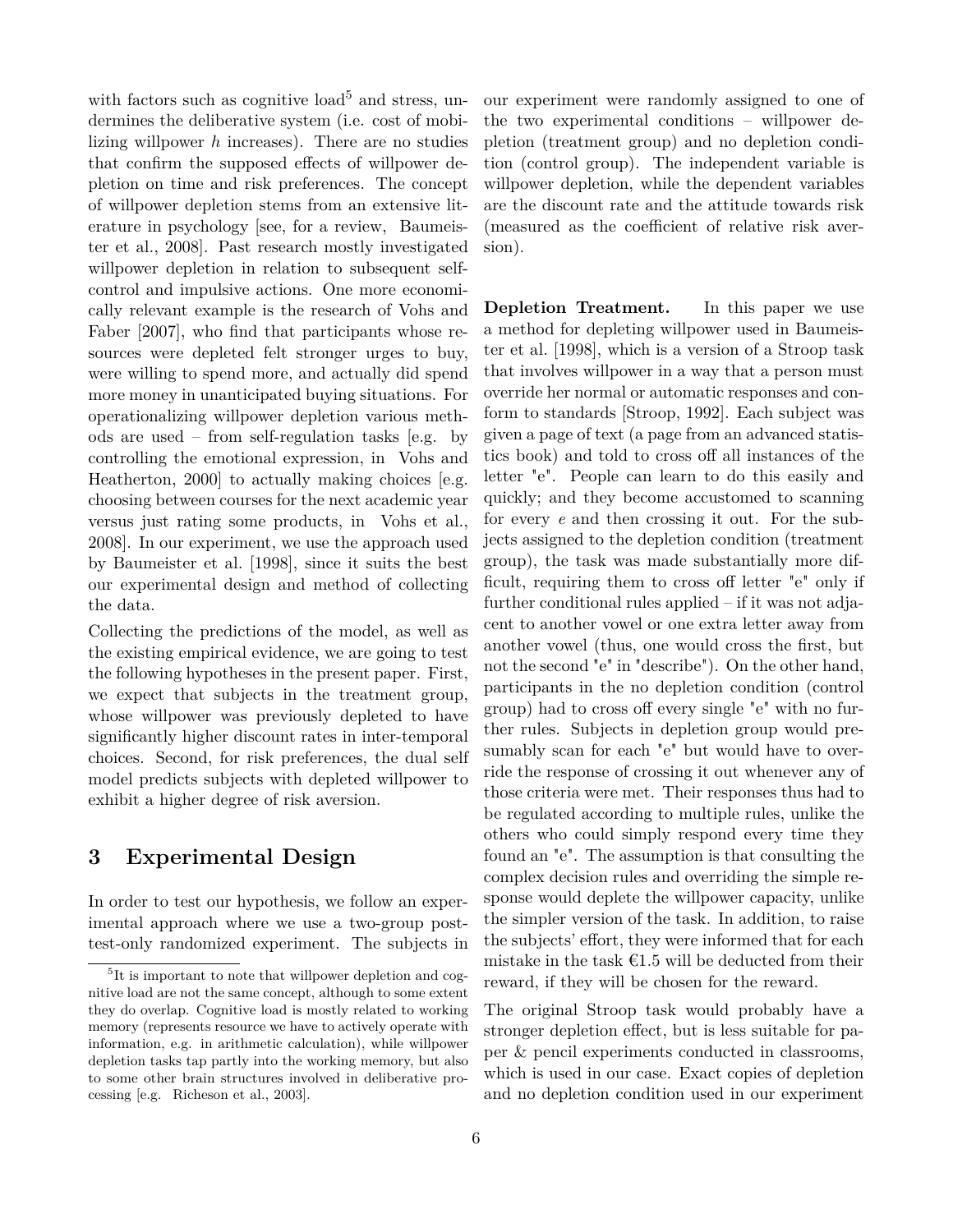with factors such as cognitive load[5] and stress, undermines the deliberative system (i.e. cost of mobilizing willpower $h$ increases). There are no studies that confirm the supposed effects of willpower depletion on time and risk preferences. The concept of willpower depletion stems from an extensive literature in psychology [see, for a review, Baumeister et al., 2008]. Past research mostly investigated willpower depletion in relation to subsequent self-control and impulsive actions. One more economically relevant example is the research of Vohs and Faber [2007], who find that participants whose resources were depleted felt stronger urges to buy, were willing to spend more, and actually did spend more money in unanticipated buying situations. For operationalizing willpower depletion various methods are used – from self-regulation tasks [e.g. by controlling the emotional expression, in Vohs and Heatherton, 2000] to actually making choices [e.g. choosing between courses for the next academic year versus just rating some products, in Vohs et al., 2008]. In our experiment, we use the approach used by Baumeister et al. [1998], since it suits the best our experimental design and method of collecting the data.

Collecting the predictions of the model, as well as the existing empirical evidence, we are going to test the following hypotheses in the present paper. First, we expect that subjects in the treatment group, whose willpower was previously depleted to have significantly higher discount rates in inter-temporal choices. Second, for risk preferences, the dual self model predicts subjects with depleted willpower to exhibit a higher degree of risk aversion.

# 3 Experimental Design

In order to test our hypothesis, we follow an experimental approach where we use a two-group posttest-only randomized experiment. The subjects in our experiment were randomly assigned to one of the two experimental conditions – willpower depletion (treatment group) and no depletion condition (control group). The independent variable is willpower depletion, while the dependent variables are the discount rate and the attitude towards risk (measured as the coefficient of relative risk aversion).

**Depletion Treatment.** In this paper we use a method for depleting willpower used in Baumeister et al. [1998], which is a version of a Stroop task that involves willpower in a way that a person must override her normal or automatic responses and conform to standards [Stroop, 1992]. Each subject was given a page of text (a page from an advanced statistics book) and told to cross off all instances of the letter "e". People can learn to do this easily and quickly; and they become accustomed to scanning for every *e* and then crossing it out. For the subjects assigned to the depletion condition (treatment group), the task was made substantially more difficult, requiring them to cross off letter "e" only if further conditional rules applied – if it was not adjacent to another vowel or one extra letter away from another vowel (thus, one would cross the first, but not the second "e" in "describe"). On the other hand, participants in the no depletion condition (control group) had to cross off every single "e" with no further rules. Subjects in depletion group would presumably scan for each "e" but would have to override the response of crossing it out whenever any of those criteria were met. Their responses thus had to be regulated according to multiple rules, unlike the others who could simply respond every time they found an "e". The assumption is that consulting the complex decision rules and overriding the simple response would deplete the willpower capacity, unlike the simpler version of the task. In addition, to raise the subjects' effort, they were informed that for each mistake in the task €1.5 will be deducted from their reward, if they will be chosen for the reward.

The original Stroop task would probably have a stronger depletion effect, but is less suitable for paper & pencil experiments conducted in classrooms, which is used in our case. Exact copies of depletion and no depletion condition used in our experiment

[5] It is important to note that willpower depletion and cognitive load are not the same concept, although to some extent they do overlap. Cognitive load is mostly related to working memory (represents resource we have to actively operate with information, e.g. in arithmetic calculation), while willpower depletion tasks tap partly into the working memory, but also to some other brain structures involved in deliberative processing [e.g. Richeson et al., 2003].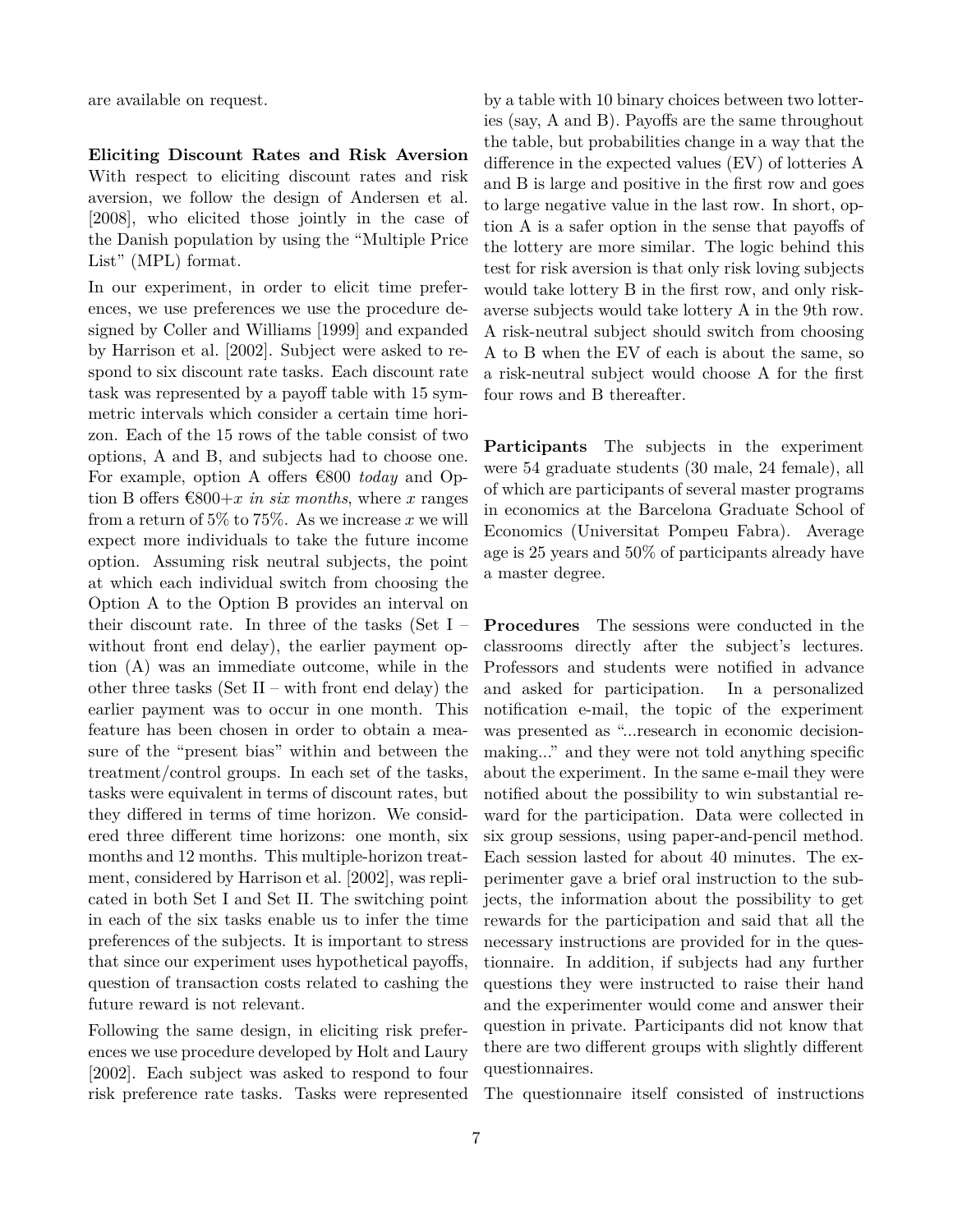are available on request.

**Eliciting Discount Rates and Risk Aversion** With respect to eliciting discount rates and risk aversion, we follow the design of Andersen et al. [2008], who elicited those jointly in the case of the Danish population by using the "Multiple Price List" (MPL) format.

In our experiment, in order to elicit time preferences, we use preferences we use the procedure designed by Coller and Williams [1999] and expanded by Harrison et al. [2002]. Subject were asked to respond to six discount rate tasks. Each discount rate task was represented by a payoff table with 15 symmetric intervals which consider a certain time horizon. Each of the 15 rows of the table consist of two options, A and B, and subjects had to choose one. For example, option A offers €800 *today* and Option B offers €800+$x$ *in six months*, where $x$ ranges from a return of 5% to 75%. As we increase $x$ we will expect more individuals to take the future income option. Assuming risk neutral subjects, the point at which each individual switch from choosing the Option A to the Option B provides an interval on their discount rate. In three of the tasks (Set I – without front end delay), the earlier payment option (A) was an immediate outcome, while in the other three tasks (Set II – with front end delay) the earlier payment was to occur in one month. This feature has been chosen in order to obtain a measure of the "present bias" within and between the treatment/control groups. In each set of the tasks, tasks were equivalent in terms of discount rates, but they differed in terms of time horizon. We considered three different time horizons: one month, six months and 12 months. This multiple-horizon treatment, considered by Harrison et al. [2002], was replicated in both Set I and Set II. The switching point in each of the six tasks enable us to infer the time preferences of the subjects. It is important to stress that since our experiment uses hypothetical payoffs, question of transaction costs related to cashing the future reward is not relevant.

Following the same design, in eliciting risk preferences we use procedure developed by Holt and Laury [2002]. Each subject was asked to respond to four risk preference rate tasks. Tasks were represented by a table with 10 binary choices between two lotteries (say, A and B). Payoffs are the same throughout the table, but probabilities change in a way that the difference in the expected values (EV) of lotteries A and B is large and positive in the first row and goes to large negative value in the last row. In short, option A is a safer option in the sense that payoffs of the lottery are more similar. The logic behind this test for risk aversion is that only risk loving subjects would take lottery B in the first row, and only risk-averse subjects would take lottery A in the 9th row. A risk-neutral subject should switch from choosing A to B when the EV of each is about the same, so a risk-neutral subject would choose A for the first four rows and B thereafter.

**Participants** The subjects in the experiment were 54 graduate students (30 male, 24 female), all of which are participants of several master programs in economics at the Barcelona Graduate School of Economics (Universitat Pompeu Fabra). Average age is 25 years and 50% of participants already have a master degree.

**Procedures** The sessions were conducted in the classrooms directly after the subject's lectures. Professors and students were notified in advance and asked for participation. In a personalized notification e-mail, the topic of the experiment was presented as "...research in economic decision-making..." and they were not told anything specific about the experiment. In the same e-mail they were notified about the possibility to win substantial reward for the participation. Data were collected in six group sessions, using paper-and-pencil method. Each session lasted for about 40 minutes. The experimenter gave a brief oral instruction to the subjects, the information about the possibility to get rewards for the participation and said that all the necessary instructions are provided for in the questionnaire. In addition, if subjects had any further questions they were instructed to raise their hand and the experimenter would come and answer their question in private. Participants did not know that there are two different groups with slightly different questionnaires.

The questionnaire itself consisted of instructions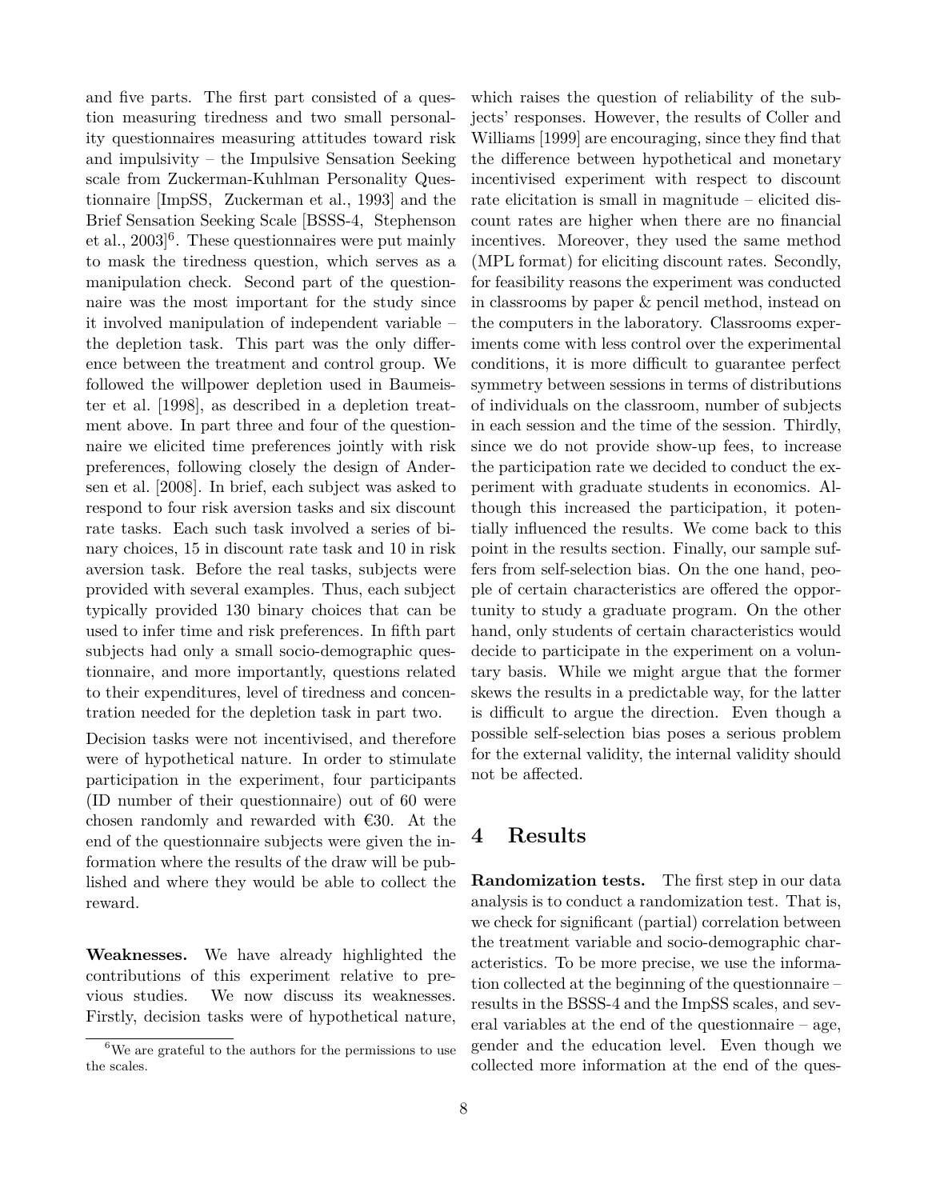and five parts. The first part consisted of a question measuring tiredness and two small personality questionnaires measuring attitudes toward risk and impulsivity – the Impulsive Sensation Seeking scale from Zuckerman-Kuhlman Personality Questionnaire [ImpSS, Zuckerman et al., 1993] and the Brief Sensation Seeking Scale [BSSS-4, Stephenson et al., 2003][6]. These questionnaires were put mainly to mask the tiredness question, which serves as a manipulation check. Second part of the questionnaire was the most important for the study since it involved manipulation of independent variable – the depletion task. This part was the only difference between the treatment and control group. We followed the willpower depletion used in Baumeister et al. [1998], as described in a depletion treatment above. In part three and four of the questionnaire we elicited time preferences jointly with risk preferences, following closely the design of Andersen et al. [2008]. In brief, each subject was asked to respond to four risk aversion tasks and six discount rate tasks. Each such task involved a series of binary choices, 15 in discount rate task and 10 in risk aversion task. Before the real tasks, subjects were provided with several examples. Thus, each subject typically provided 130 binary choices that can be used to infer time and risk preferences. In fifth part subjects had only a small socio-demographic questionnaire, and more importantly, questions related to their expenditures, level of tiredness and concentration needed for the depletion task in part two.

Decision tasks were not incentivised, and therefore were of hypothetical nature. In order to stimulate participation in the experiment, four participants (ID number of their questionnaire) out of 60 were chosen randomly and rewarded with €30. At the end of the questionnaire subjects were given the information where the results of the draw will be published and where they would be able to collect the reward.

**Weaknesses.** We have already highlighted the contributions of this experiment relative to previous studies. We now discuss its weaknesses. Firstly, decision tasks were of hypothetical nature, which raises the question of reliability of the subjects' responses. However, the results of Coller and Williams [1999] are encouraging, since they find that the difference between hypothetical and monetary incentivised experiment with respect to discount rate elicitation is small in magnitude – elicited discount rates are higher when there are no financial incentives. Moreover, they used the same method (MPL format) for eliciting discount rates. Secondly, for feasibility reasons the experiment was conducted in classrooms by paper & pencil method, instead on the computers in the laboratory. Classrooms experiments come with less control over the experimental conditions, it is more difficult to guarantee perfect symmetry between sessions in terms of distributions of individuals on the classroom, number of subjects in each session and the time of the session. Thirdly, since we do not provide show-up fees, to increase the participation rate we decided to conduct the experiment with graduate students in economics. Although this increased the participation, it potentially influenced the results. We come back to this point in the results section. Finally, our sample suffers from self-selection bias. On the one hand, people of certain characteristics are offered the opportunity to study a graduate program. On the other hand, only students of certain characteristics would decide to participate in the experiment on a voluntary basis. While we might argue that the former skews the results in a predictable way, for the latter is difficult to argue the direction. Even though a possible self-selection bias poses a serious problem for the external validity, the internal validity should not be affected.

## 4 Results

**Randomization tests.** The first step in our data analysis is to conduct a randomization test. That is, we check for significant (partial) correlation between the treatment variable and socio-demographic characteristics. To be more precise, we use the information collected at the beginning of the questionnaire – results in the BSSS-4 and the ImpSS scales, and several variables at the end of the questionnaire – age, gender and the education level. Even though we collected more information at the end of the ques-

[6] We are grateful to the authors for the permissions to use the scales.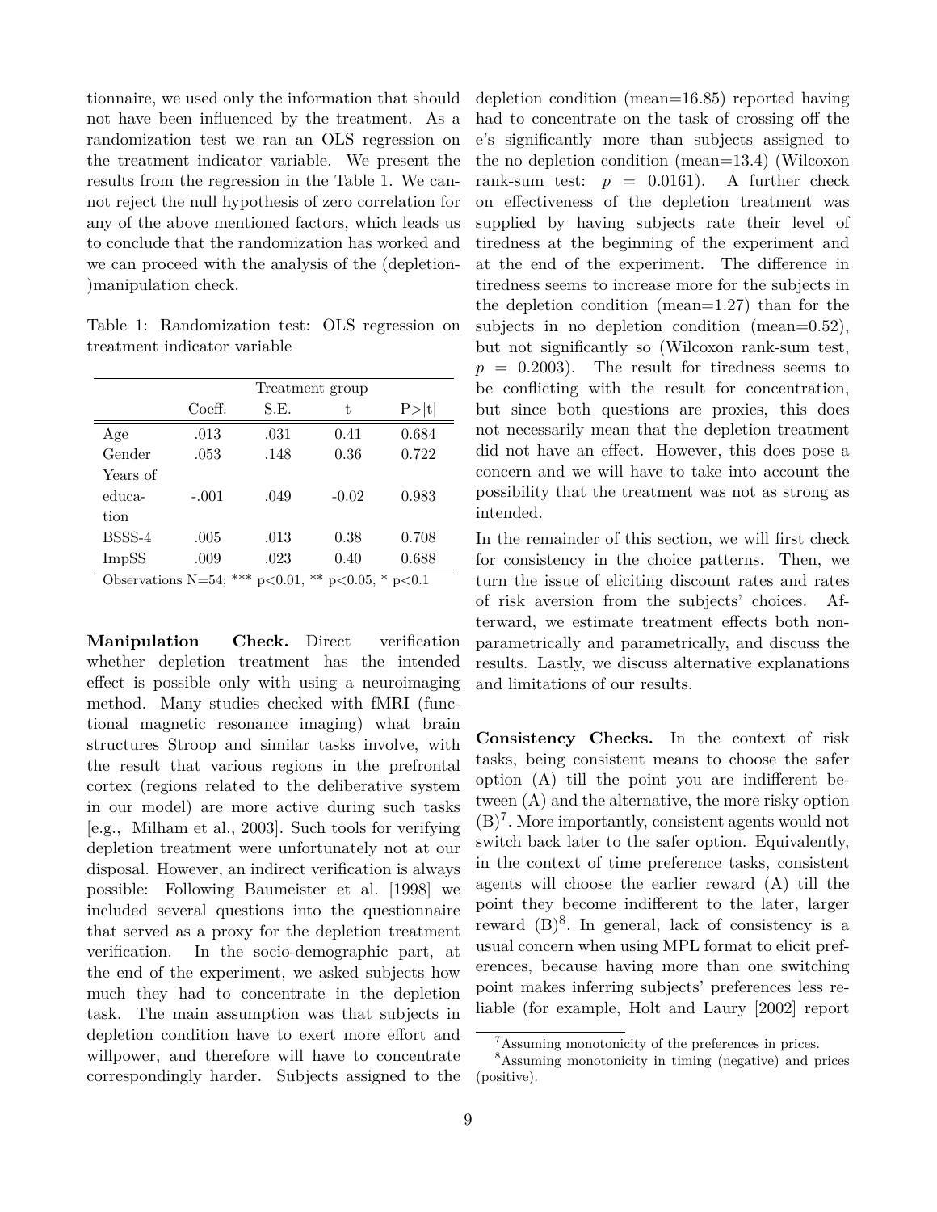tionnaire, we used only the information that should not have been influenced by the treatment. As a randomization test we ran an OLS regression on the treatment indicator variable. We present the results from the regression in the Table 1. We cannot reject the null hypothesis of zero correlation for any of the above mentioned factors, which leads us to conclude that the randomization has worked and we can proceed with the analysis of the (depletion-)manipulation check.

Table 1: Randomization test: OLS regression on treatment indicator variable

| | Treatment group | | | |
|---|---|---|---|---|
| | Coeff. | S.E. | t | P>\|t\| |
| Age | .013 | .031 | 0.41 | 0.684 |
| Gender | .053 | .148 | 0.36 | 0.722 |
| Years of education | -.001 | .049 | -0.02 | 0.983 |
| BSSS-4 | .005 | .013 | 0.38 | 0.708 |
| ImpSS | .009 | .023 | 0.40 | 0.688 |

Observations N=54; *** p<0.01, ** p<0.05, * p<0.1

**Manipulation Check.** Direct verification whether depletion treatment has the intended effect is possible only with using a neuroimaging method. Many studies checked with fMRI (functional magnetic resonance imaging) what brain structures Stroop and similar tasks involve, with the result that various regions in the prefrontal cortex (regions related to the deliberative system in our model) are more active during such tasks [e.g., Milham et al., 2003]. Such tools for verifying depletion treatment were unfortunately not at our disposal. However, an indirect verification is always possible: Following Baumeister et al. [1998] we included several questions into the questionnaire that served as a proxy for the depletion treatment verification. In the socio-demographic part, at the end of the experiment, we asked subjects how much they had to concentrate in the depletion task. The main assumption was that subjects in depletion condition have to exert more effort and willpower, and therefore will have to concentrate correspondingly harder. Subjects assigned to the depletion condition (mean=16.85) reported having had to concentrate on the task of crossing off the e's significantly more than subjects assigned to the no depletion condition (mean=13.4) (Wilcoxon rank-sum test: $p = 0.0161$). A further check on effectiveness of the depletion treatment was supplied by having subjects rate their level of tiredness at the beginning of the experiment and at the end of the experiment. The difference in tiredness seems to increase more for the subjects in the depletion condition (mean=1.27) than for the subjects in no depletion condition (mean=0.52), but not significantly so (Wilcoxon rank-sum test, $p = 0.2003$). The result for tiredness seems to be conflicting with the result for concentration, but since both questions are proxies, this does not necessarily mean that the depletion treatment did not have an effect. However, this does pose a concern and we will have to take into account the possibility that the treatment was not as strong as intended.

In the remainder of this section, we will first check for consistency in the choice patterns. Then, we turn the issue of eliciting discount rates and rates of risk aversion from the subjects' choices. Afterward, we estimate treatment effects both non-parametrically and parametrically, and discuss the results. Lastly, we discuss alternative explanations and limitations of our results.

**Consistency Checks.** In the context of risk tasks, being consistent means to choose the safer option (A) till the point you are indifferent between (A) and the alternative, the more risky option (B)[7]. More importantly, consistent agents would not switch back later to the safer option. Equivalently, in the context of time preference tasks, consistent agents will choose the earlier reward (A) till the point they become indifferent to the later, larger reward (B)[8]. In general, lack of consistency is a usual concern when using MPL format to elicit preferences, because having more than one switching point makes inferring subjects' preferences less reliable (for example, Holt and Laury [2002] report

[7] Assuming monotonicity of the preferences in prices.

[8] Assuming monotonicity in timing (negative) and prices (positive).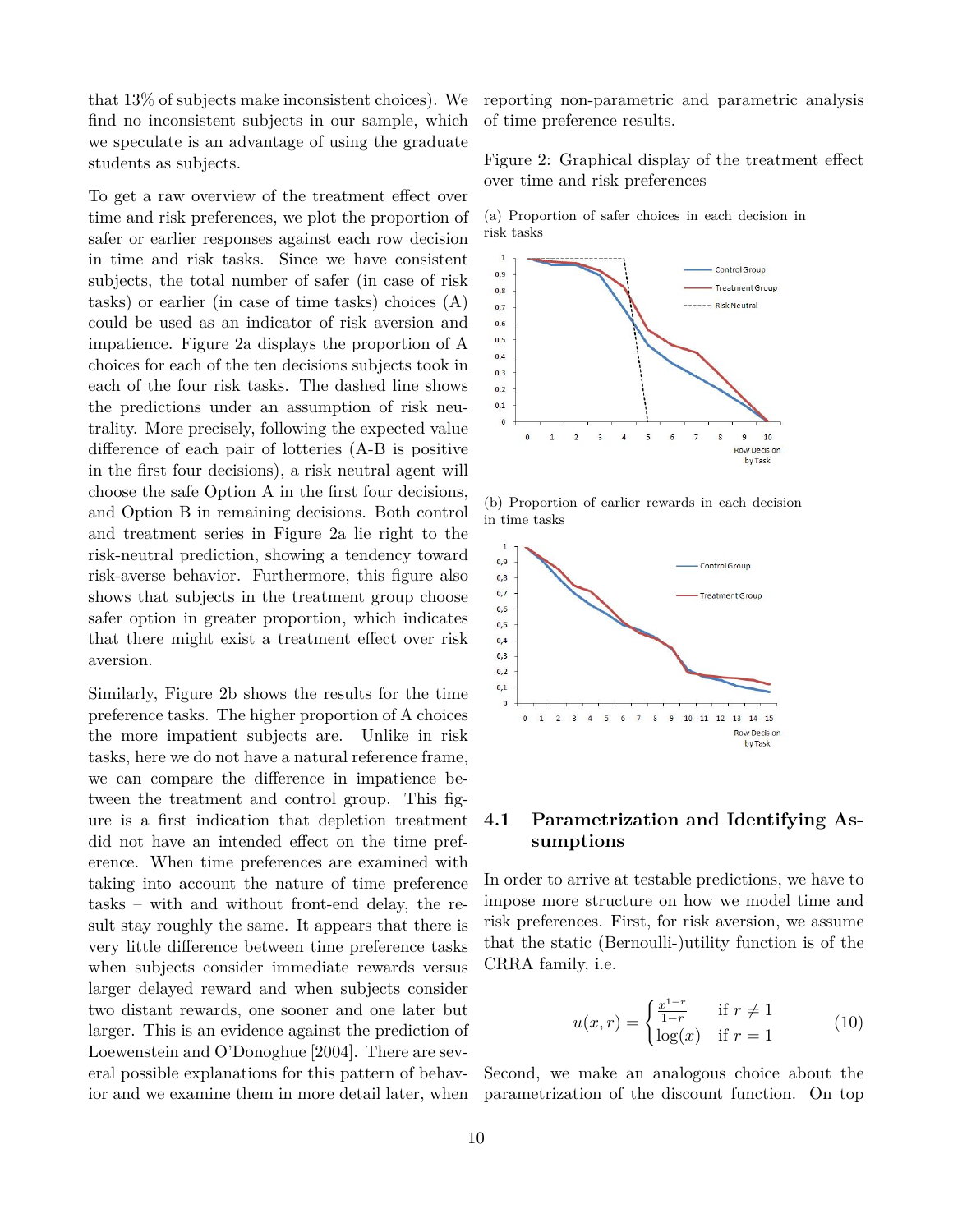that 13% of subjects make inconsistent choices). We find no inconsistent subjects in our sample, which we speculate is an advantage of using the graduate students as subjects.

To get a raw overview of the treatment effect over time and risk preferences, we plot the proportion of safer or earlier responses against each row decision in time and risk tasks. Since we have consistent subjects, the total number of safer (in case of risk tasks) or earlier (in case of time tasks) choices (A) could be used as an indicator of risk aversion and impatience. Figure 2a displays the proportion of A choices for each of the ten decisions subjects took in each of the four risk tasks. The dashed line shows the predictions under an assumption of risk neutrality. More precisely, following the expected value difference of each pair of lotteries (A-B is positive in the first four decisions), a risk neutral agent will choose the safe Option A in the first four decisions, and Option B in remaining decisions. Both control and treatment series in Figure 2a lie right to the risk-neutral prediction, showing a tendency toward risk-averse behavior. Furthermore, this figure also shows that subjects in the treatment group choose safer option in greater proportion, which indicates that there might exist a treatment effect over risk aversion.

Similarly, Figure 2b shows the results for the time preference tasks. The higher proportion of A choices the more impatient subjects are. Unlike in risk tasks, here we do not have a natural reference frame, we can compare the difference in impatience between the treatment and control group. This figure is a first indication that depletion treatment did not have an intended effect on the time preference. When time preferences are examined with taking into account the nature of time preference tasks – with and without front-end delay, the result stay roughly the same. It appears that there is very little difference between time preference tasks when subjects consider immediate rewards versus larger delayed reward and when subjects consider two distant rewards, one sooner and one later but larger. This is an evidence against the prediction of Loewenstein and O'Donoghue [2004]. There are several possible explanations for this pattern of behavior and we examine them in more detail later, when reporting non-parametric and parametric analysis of time preference results.

Figure 2: Graphical display of the treatment effect over time and risk preferences

(a) Proportion of safer choices in each decision in risk tasks

(b) Proportion of earlier rewards in each decision in time tasks

### 4.1 Parametrization and Identifying Assumptions

In order to arrive at testable predictions, we have to impose more structure on how we model time and risk preferences. First, for risk aversion, we assume that the static (Bernoulli-)utility function is of the CRRA family, i.e.

$$u(x, r) = \begin{cases} \frac{x^{1-r}}{1-r} & \text{if } r \neq 1 \\ \log(x) & \text{if } r = 1 \end{cases} \tag{10}$$

Second, we make an analogous choice about the parametrization of the discount function. On top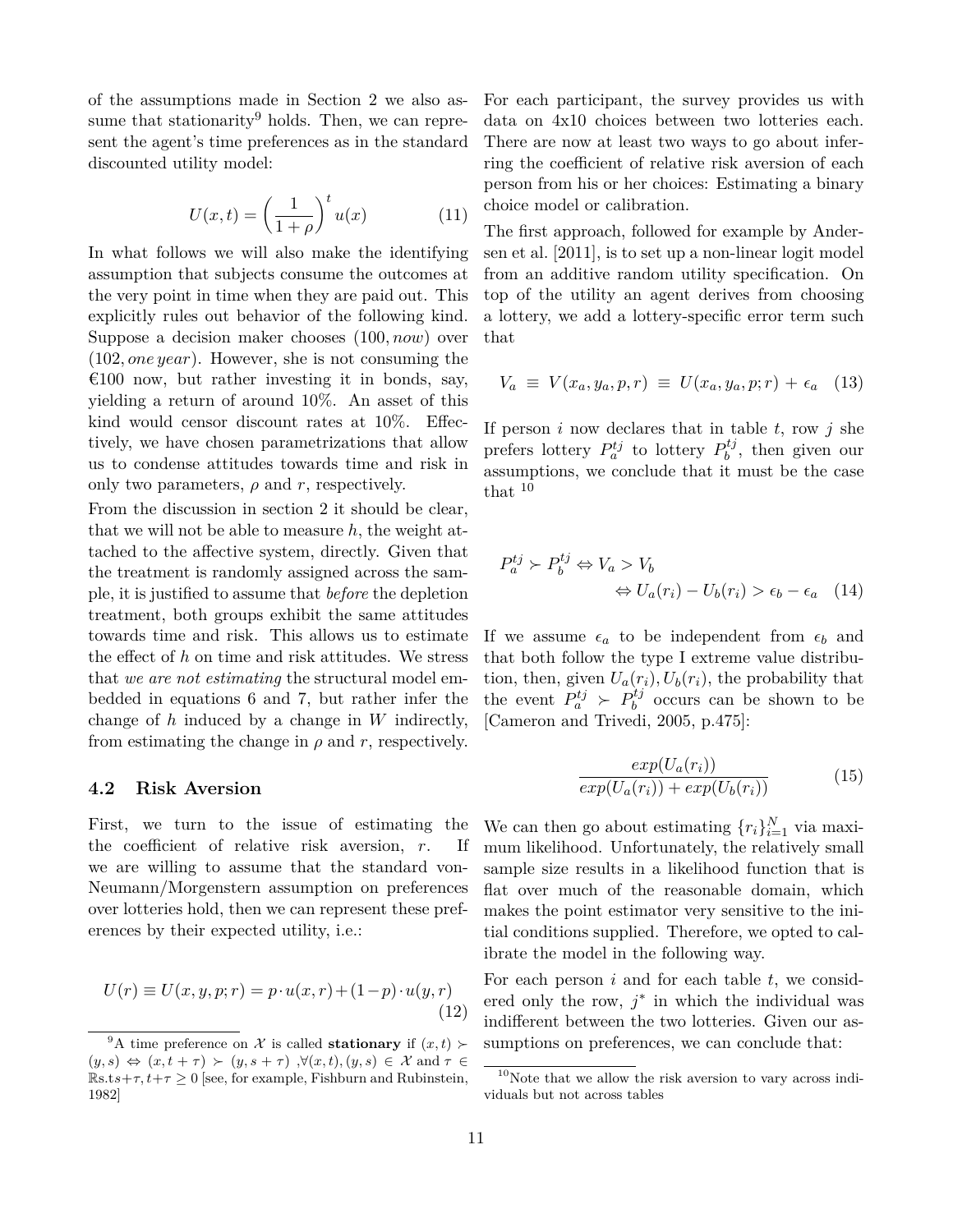of the assumptions made in Section 2 we also assume that stationarity[9] holds. Then, we can represent the agent's time preferences as in the standard discounted utility model:

$$U(x,t) = \left(\frac{1}{1+\rho}\right)^t u(x) \tag{11}$$

In what follows we will also make the identifying assumption that subjects consume the outcomes at the very point in time when they are paid out. This explicitly rules out behavior of the following kind. Suppose a decision maker chooses $(100, now)$ over $(102, one\,year)$. However, she is not consuming the €100 now, but rather investing it in bonds, say, yielding a return of around 10%. An asset of this kind would censor discount rates at 10%. Effectively, we have chosen parametrizations that allow us to condense attitudes towards time and risk in only two parameters, $\rho$ and $r$, respectively.

From the discussion in section 2 it should be clear, that we will not be able to measure $h$, the weight attached to the affective system, directly. Given that the treatment is randomly assigned across the sample, it is justified to assume that *before* the depletion treatment, both groups exhibit the same attitudes towards time and risk. This allows us to estimate the effect of $h$ on time and risk attitudes. We stress that *we are not estimating* the structural model embedded in equations 6 and 7, but rather infer the change of $h$ induced by a change in $W$ indirectly, from estimating the change in $\rho$ and $r$, respectively.

### 4.2 Risk Aversion

First, we turn to the issue of estimating the the coefficient of relative risk aversion, $r$. If we are willing to assume that the standard von-Neumann/Morgenstern assumption on preferences over lotteries hold, then we can represent these preferences by their expected utility, i.e.:

$$U(r) \equiv U(x,y,p;r) = p \cdot u(x,r) + (1-p) \cdot u(y,r) \tag{12}$$

For each participant, the survey provides us with data on 4x10 choices between two lotteries each. There are now at least two ways to go about inferring the coefficient of relative risk aversion of each person from his or her choices: Estimating a binary choice model or calibration.

The first approach, followed for example by Andersen et al. [2011], is to set up a non-linear logit model from an additive random utility specification. On top of the utility an agent derives from choosing a lottery, we add a lottery-specific error term such that

$$V_a \equiv V(x_a, y_a, p, r) \equiv U(x_a, y_a, p; r) + \epsilon_a \tag{13}$$

If person $i$ now declares that in table $t$, row $j$ she prefers lottery $P_a^{tj}$ to lottery $P_b^{tj}$, then given our assumptions, we conclude that it must be the case that [10]

$$\begin{aligned} P_a^{tj} \succ P_b^{tj} &\Leftrightarrow V_a > V_b \\ &\Leftrightarrow U_a(r_i) - U_b(r_i) > \epsilon_b - \epsilon_a \end{aligned} \tag{14}$$

If we assume $\epsilon_a$ to be independent from $\epsilon_b$ and that both follow the type I extreme value distribution, then, given $U_a(r_i), U_b(r_i)$, the probability that the event $P_a^{tj} \succ P_b^{tj}$ occurs can be shown to be [Cameron and Trivedi, 2005, p.475]:

$$\frac{exp(U_a(r_i))}{exp(U_a(r_i)) + exp(U_b(r_i))} \tag{15}$$

We can then go about estimating $\{r_i\}_{i=1}^N$ via maximum likelihood. Unfortunately, the relatively small sample size results in a likelihood function that is flat over much of the reasonable domain, which makes the point estimator very sensitive to the initial conditions supplied. Therefore, we opted to calibrate the model in the following way.

For each person $i$ and for each table $t$, we considered only the row, $j^*$ in which the individual was indifferent between the two lotteries. Given our assumptions on preferences, we can conclude that:

[9] A time preference on $\mathcal{X}$ is called **stationary** if $(x,t) \succ (y,s) \Leftrightarrow (x, t+\tau) \succ (y, s+\tau)$ ,$\forall (x,t),(y,s) \in \mathcal{X}$ and $\tau \in \mathbb{R}$s.t$s+\tau, t+\tau \geq 0$ [see, for example, Fishburn and Rubinstein, 1982]

[10] Note that we allow the risk aversion to vary across individuals but not across tables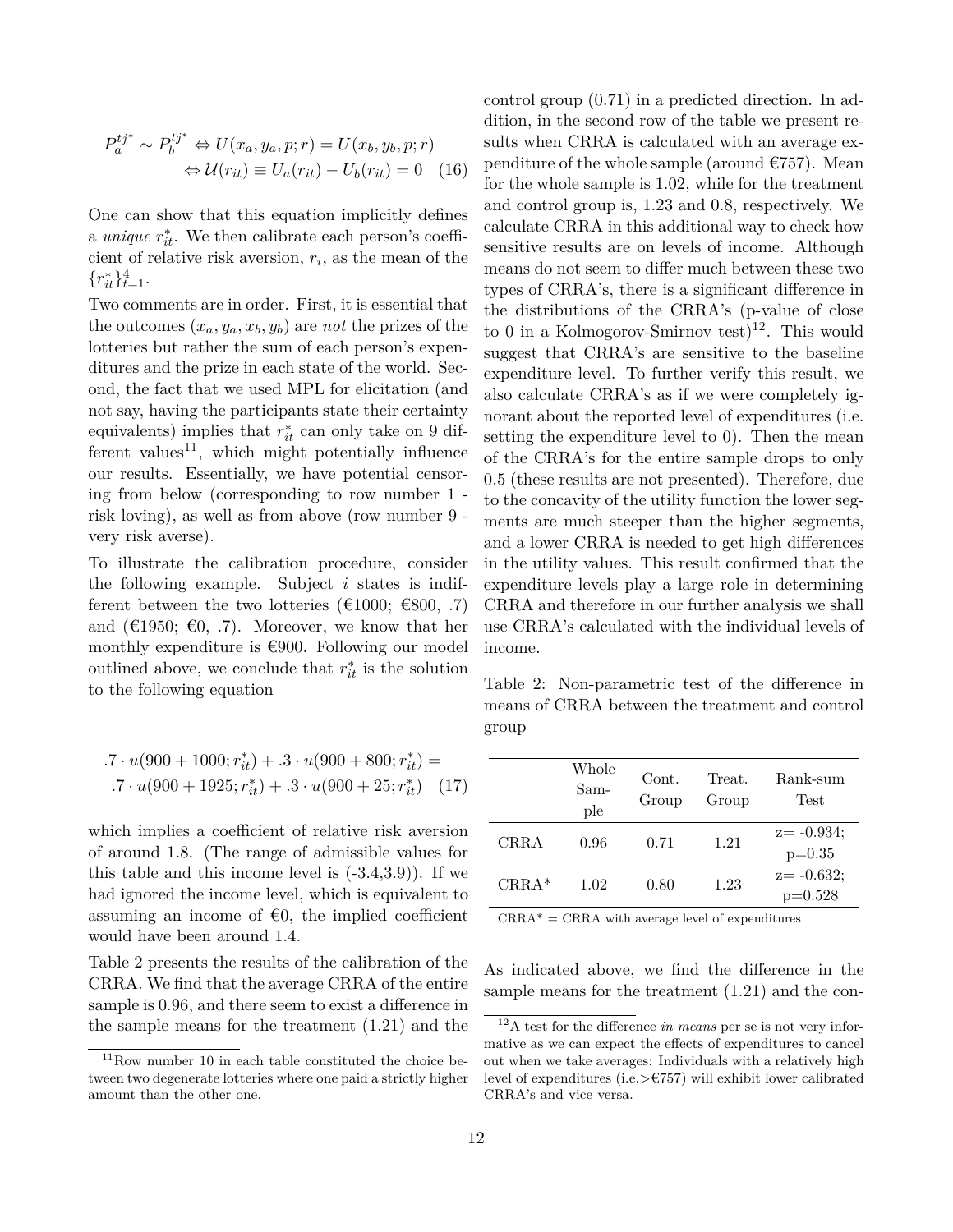$$P_a^{tj^*} \sim P_b^{tj^*} \Leftrightarrow U(x_a, y_a, p; r) = U(x_b, y_b, p; r)$$
$$\Leftrightarrow \mathcal{U}(r_{it}) \equiv U_a(r_{it}) - U_b(r_{it}) = 0 \quad (16)$$

One can show that this equation implicitly defines a *unique* $r_{it}^*$. We then calibrate each person's coefficient of relative risk aversion, $r_i$, as the mean of the $\{r_{it}^*\}_{t=1}^4$.

Two comments are in order. First, it is essential that the outcomes $(x_a, y_a, x_b, y_b)$ are *not* the prizes of the lotteries but rather the sum of each person's expenditures and the prize in each state of the world. Second, the fact that we used MPL for elicitation (and not say, having the participants state their certainty equivalents) implies that $r_{it}^*$ can only take on 9 different values[11], which might potentially influence our results. Essentially, we have potential censoring from below (corresponding to row number 1 - risk loving), as well as from above (row number 9 - very risk averse).

To illustrate the calibration procedure, consider the following example. Subject $i$ states is indifferent between the two lotteries (€1000; €800, .7) and (€1950; €0, .7). Moreover, we know that her monthly expenditure is €900. Following our model outlined above, we conclude that $r_{it}^*$ is the solution to the following equation

$$.7 \cdot u(900 + 1000; r_{it}^*) + .3 \cdot u(900 + 800; r_{it}^*) =$$
$$.7 \cdot u(900 + 1925; r_{it}^*) + .3 \cdot u(900 + 25; r_{it}^*) \quad (17)$$

which implies a coefficient of relative risk aversion of around 1.8. (The range of admissible values for this table and this income level is (-3.4,3.9)). If we had ignored the income level, which is equivalent to assuming an income of €0, the implied coefficient would have been around 1.4.

Table 2 presents the results of the calibration of the CRRA. We find that the average CRRA of the entire sample is 0.96, and there seem to exist a difference in the sample means for the treatment (1.21) and the control group (0.71) in a predicted direction. In addition, in the second row of the table we present results when CRRA is calculated with an average expenditure of the whole sample (around €757). Mean for the whole sample is 1.02, while for the treatment and control group is, 1.23 and 0.8, respectively. We calculate CRRA in this additional way to check how sensitive results are on levels of income. Although means do not seem to differ much between these two types of CRRA's, there is a significant difference in the distributions of the CRRA's (p-value of close to 0 in a Kolmogorov-Smirnov test)[12]. This would suggest that CRRA's are sensitive to the baseline expenditure level. To further verify this result, we also calculate CRRA's as if we were completely ignorant about the reported level of expenditures (i.e. setting the expenditure level to 0). Then the mean of the CRRA's for the entire sample drops to only 0.5 (these results are not presented). Therefore, due to the concavity of the utility function the lower segments are much steeper than the higher segments, and a lower CRRA is needed to get high differences in the utility values. This result confirmed that the expenditure levels play a large role in determining CRRA and therefore in our further analysis we shall use CRRA's calculated with the individual levels of income.

Table 2: Non-parametric test of the difference in means of CRRA between the treatment and control group

| | Whole Sample | Cont. Group | Treat. Group | Rank-sum Test |
|---|---|---|---|---|
| CRRA | 0.96 | 0.71 | 1.21 | z= -0.934; p=0.35 |
| CRRA* | 1.02 | 0.80 | 1.23 | z= -0.632; p=0.528 |

CRRA* = CRRA with average level of expenditures

As indicated above, we find the difference in the sample means for the treatment (1.21) and the con-

[11] Row number 10 in each table constituted the choice between two degenerate lotteries where one paid a strictly higher amount than the other one.

[12] A test for the difference *in means* per se is not very informative as we can expect the effects of expenditures to cancel out when we take averages: Individuals with a relatively high level of expenditures (i.e.>€757) will exhibit lower calibrated CRRA's and vice versa.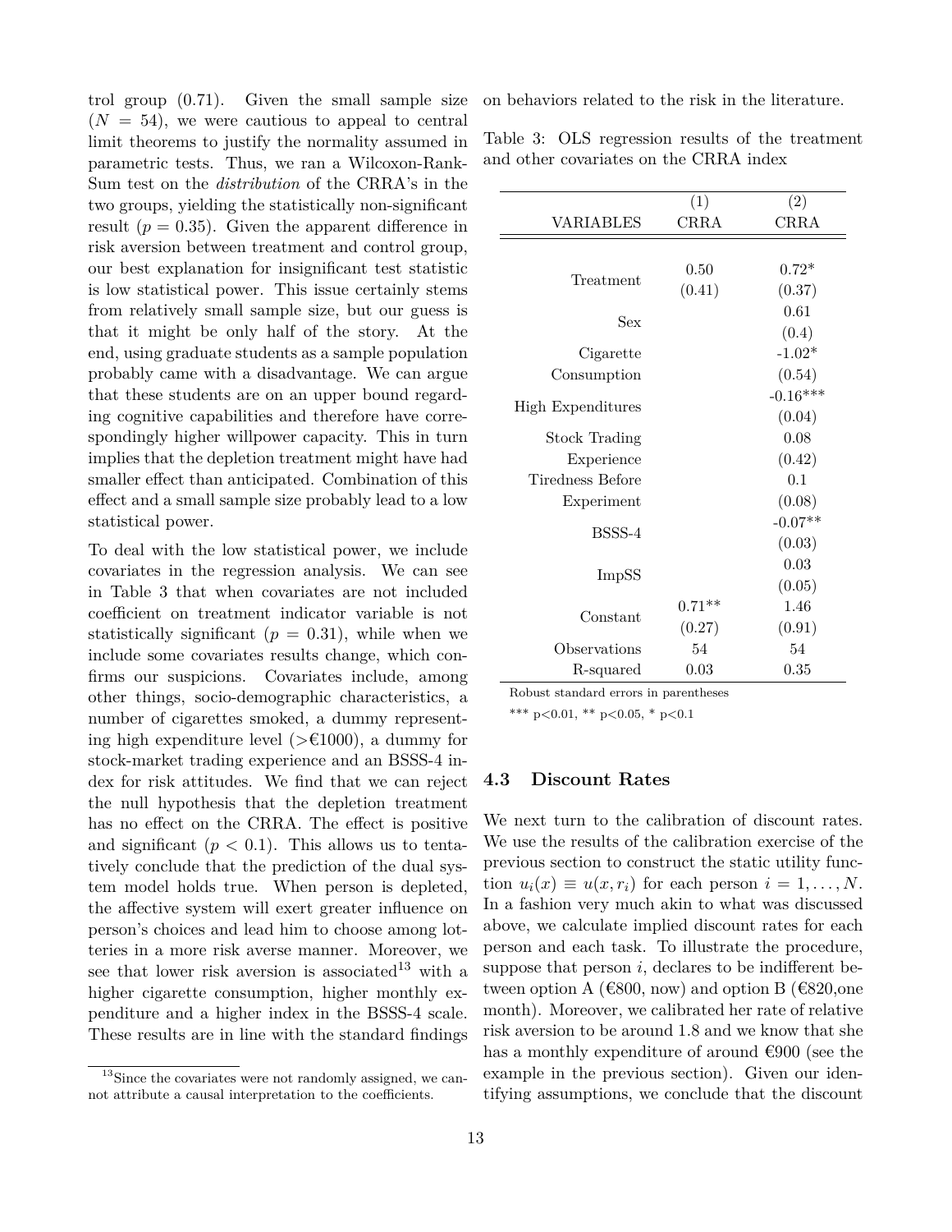trol group (0.71). Given the small sample size ($N = 54$), we were cautious to appeal to central limit theorems to justify the normality assumed in parametric tests. Thus, we ran a Wilcoxon-Rank-Sum test on the *distribution* of the CRRA's in the two groups, yielding the statistically non-significant result ($p = 0.35$). Given the apparent difference in risk aversion between treatment and control group, our best explanation for insignificant test statistic is low statistical power. This issue certainly stems from relatively small sample size, but our guess is that it might be only half of the story. At the end, using graduate students as a sample population probably came with a disadvantage. We can argue that these students are on an upper bound regarding cognitive capabilities and therefore have correspondingly higher willpower capacity. This in turn implies that the depletion treatment might have had smaller effect than anticipated. Combination of this effect and a small sample size probably lead to a low statistical power.

To deal with the low statistical power, we include covariates in the regression analysis. We can see in Table 3 that when covariates are not included coefficient on treatment indicator variable is not statistically significant ($p = 0.31$), while when we include some covariates results change, which confirms our suspicions. Covariates include, among other things, socio-demographic characteristics, a number of cigarettes smoked, a dummy representing high expenditure level (>€1000), a dummy for stock-market trading experience and an BSSS-4 index for risk attitudes. We find that we can reject the null hypothesis that the depletion treatment has no effect on the CRRA. The effect is positive and significant ($p < 0.1$). This allows us to tentatively conclude that the prediction of the dual system model holds true. When person is depleted, the affective system will exert greater influence on person's choices and lead him to choose among lotteries in a more risk averse manner. Moreover, we see that lower risk aversion is associated[13] with a higher cigarette consumption, higher monthly expenditure and a higher index in the BSSS-4 scale. These results are in line with the standard findings on behaviors related to the risk in the literature.

[13] Since the covariates were not randomly assigned, we cannot attribute a causal interpretation to the coefficients.

Table 3: OLS regression results of the treatment and other covariates on the CRRA index

| VARIABLES | (1) CRRA | (2) CRRA |
|---|---|---|
| Treatment | 0.50 | 0.72* |
| | (0.41) | (0.37) |
| Sex | | 0.61 |
| | | (0.4) |
| Cigarette Consumption | | -1.02* |
| | | (0.54) |
| High Expenditures | | -0.16*** |
| | | (0.04) |
| Stock Trading Experience | | 0.08 |
| | | (0.42) |
| Tiredness Before Experiment | | 0.1 |
| | | (0.08) |
| BSSS-4 | | -0.07** |
| | | (0.03) |
| ImpSS | | 0.03 |
| | | (0.05) |
| Constant | 0.71** | 1.46 |
| | (0.27) | (0.91) |
| Observations | 54 | 54 |
| R-squared | 0.03 | 0.35 |

Robust standard errors in parentheses

*** p<0.01, ** p<0.05, * p<0.1

### 4.3 Discount Rates

We next turn to the calibration of discount rates. We use the results of the calibration exercise of the previous section to construct the static utility function $u_i(x) \equiv u(x, r_i)$ for each person $i = 1, \dots, N$. In a fashion very much akin to what was discussed above, we calculate implied discount rates for each person and each task. To illustrate the procedure, suppose that person $i$, declares to be indifferent between option A (€800, now) and option B (€820,one month). Moreover, we calibrated her rate of relative risk aversion to be around 1.8 and we know that she has a monthly expenditure of around €900 (see the example in the previous section). Given our identifying assumptions, we conclude that the discount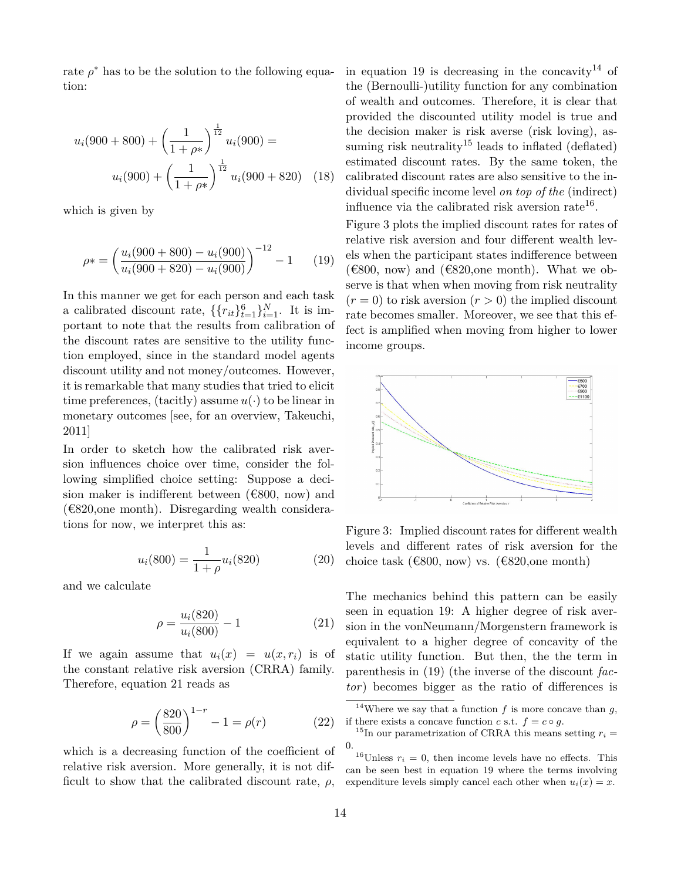rate $\rho^*$ has to be the solution to the following equation:

$$u_i(900+800) + \left(\frac{1}{1+\rho*}\right)^{\frac{1}{12}} u_i(900) = u_i(900) + \left(\frac{1}{1+\rho*}\right)^{\frac{1}{12}} u_i(900+820) \quad (18)$$

which is given by

$$\rho* = \left(\frac{u_i(900+800) - u_i(900)}{u_i(900+820) - u_i(900)}\right)^{-12} - 1 \quad (19)$$

In this manner we get for each person and each task a calibrated discount rate, $\{\{r_{it}\}_{t=1}^{6}\}_{i=1}^{N}$. It is important to note that the results from calibration of the discount rates are sensitive to the utility function employed, since in the standard model agents discount utility and not money/outcomes. However, it is remarkable that many studies that tried to elicit time preferences, (tacitly) assume $u(\cdot)$ to be linear in monetary outcomes [see, for an overview, Takeuchi, 2011]

In order to sketch how the calibrated risk aversion influences choice over time, consider the following simplified choice setting: Suppose a decision maker is indifferent between (€800, now) and (€820,one month). Disregarding wealth considerations for now, we interpret this as:

$$u_i(800) = \frac{1}{1+\rho} u_i(820) \quad (20)$$

and we calculate

$$\rho = \frac{u_i(820)}{u_i(800)} - 1 \quad (21)$$

If we again assume that $u_i(x) = u(x, r_i)$ is of the constant relative risk aversion (CRRA) family. Therefore, equation 21 reads as

$$\rho = \left(\frac{820}{800}\right)^{1-r} - 1 = \rho(r) \quad (22)$$

which is a decreasing function of the coefficient of relative risk aversion. More generally, it is not difficult to show that the calibrated discount rate, $\rho$, in equation 19 is decreasing in the concavity[14] of the (Bernoulli-)utility function for any combination of wealth and outcomes. Therefore, it is clear that provided the discounted utility model is true and the decision maker is risk averse (risk loving), assuming risk neutrality[15] leads to inflated (deflated) estimated discount rates. By the same token, the calibrated discount rates are also sensitive to the individual specific income level *on top of the* (indirect) influence via the calibrated risk aversion rate[16].

Figure 3 plots the implied discount rates for rates of relative risk aversion and four different wealth levels when the participant states indifference between (€800, now) and (€820,one month). What we observe is that when when moving from risk neutrality ($r = 0$) to risk aversion ($r > 0$) the implied discount rate becomes smaller. Moreover, we see that this effect is amplified when moving from higher to lower income groups.

Figure 3: Implied discount rates for different wealth levels and different rates of risk aversion for the choice task (€800, now) vs. (€820,one month)

The mechanics behind this pattern can be easily seen in equation 19: A higher degree of risk aversion in the vonNeumann/Morgenstern framework is equivalent to a higher degree of concavity of the static utility function. But then, the the term in parenthesis in (19) (the inverse of the discount *factor*) becomes bigger as the ratio of differences is

[14] Where we say that a function $f$ is more concave than $g$, if there exists a concave function $c$ s.t. $f = c \circ g$.

[15] In our parametrization of CRRA this means setting $r_i = 0$.

[16] Unless $r_i = 0$, then income levels have no effects. This can be seen best in equation 19 where the terms involving expenditure levels simply cancel each other when $u_i(x) = x$.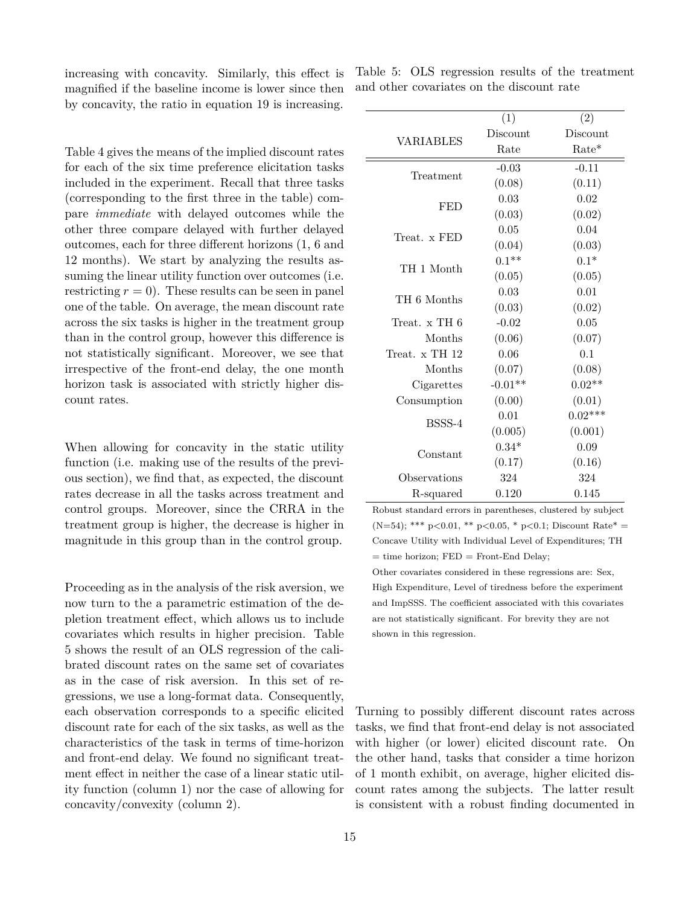increasing with concavity. Similarly, this effect is magnified if the baseline income is lower since then by concavity, the ratio in equation 19 is increasing.

Table 4 gives the means of the implied discount rates for each of the six time preference elicitation tasks included in the experiment. Recall that three tasks (corresponding to the first three in the table) compare *immediate* with delayed outcomes while the other three compare delayed with further delayed outcomes, each for three different horizons (1, 6 and 12 months). We start by analyzing the results assuming the linear utility function over outcomes (i.e. restricting $r = 0$). These results can be seen in panel one of the table. On average, the mean discount rate across the six tasks is higher in the treatment group than in the control group, however this difference is not statistically significant. Moreover, we see that irrespective of the front-end delay, the one month horizon task is associated with strictly higher discount rates.

When allowing for concavity in the static utility function (i.e. making use of the results of the previous section), we find that, as expected, the discount rates decrease in all the tasks across treatment and control groups. Moreover, since the CRRA in the treatment group is higher, the decrease is higher in magnitude in this group than in the control group.

Proceeding as in the analysis of the risk aversion, we now turn to the a parametric estimation of the depletion treatment effect, which allows us to include covariates which results in higher precision. Table 5 shows the result of an OLS regression of the calibrated discount rates on the same set of covariates as in the case of risk aversion. In this set of regressions, we use a long-format data. Consequently, each observation corresponds to a specific elicited discount rate for each of the six tasks, as well as the characteristics of the task in terms of time-horizon and front-end delay. We found no significant treatment effect in neither the case of a linear static utility function (column 1) nor the case of allowing for concavity/convexity (column 2).

Table 5: OLS regression results of the treatment and other covariates on the discount rate

| VARIABLES | (1) Discount Rate | (2) Discount Rate* |
|---|---|---|
| Treatment | -0.03 | -0.11 |
| | (0.08) | (0.11) |
| FED | 0.03 | 0.02 |
| | (0.03) | (0.02) |
| Treat. x FED | 0.05 | 0.04 |
| | (0.04) | (0.03) |
| TH 1 Month | 0.1** | 0.1* |
| | (0.05) | (0.05) |
| TH 6 Months | 0.03 | 0.01 |
| | (0.03) | (0.02) |
| Treat. x TH 6 Months | -0.02 | 0.05 |
| | (0.06) | (0.07) |
| Treat. x TH 12 Months | 0.06 | 0.1 |
| | (0.07) | (0.08) |
| Cigarettes | -0.01** | 0.02** |
| Consumption | (0.00) | (0.01) |
| BSSS-4 | 0.01 | 0.02*** |
| | (0.005) | (0.001) |
| Constant | 0.34* | 0.09 |
| | (0.17) | (0.16) |
| Observations | 324 | 324 |
| R-squared | 0.120 | 0.145 |

Robust standard errors in parentheses, clustered by subject (N=54); *** p<0.01, ** p<0.05, * p<0.1; Discount Rate* = Concave Utility with Individual Level of Expenditures; TH = time horizon; FED = Front-End Delay;

Other covariates considered in these regressions are: Sex, High Expenditure, Level of tiredness before the experiment and ImpSSS. The coefficient associated with this covariates are not statistically significant. For brevity they are not shown in this regression.

Turning to possibly different discount rates across tasks, we find that front-end delay is not associated with higher (or lower) elicited discount rate. On the other hand, tasks that consider a time horizon of 1 month exhibit, on average, higher elicited discount rates among the subjects. The latter result is consistent with a robust finding documented in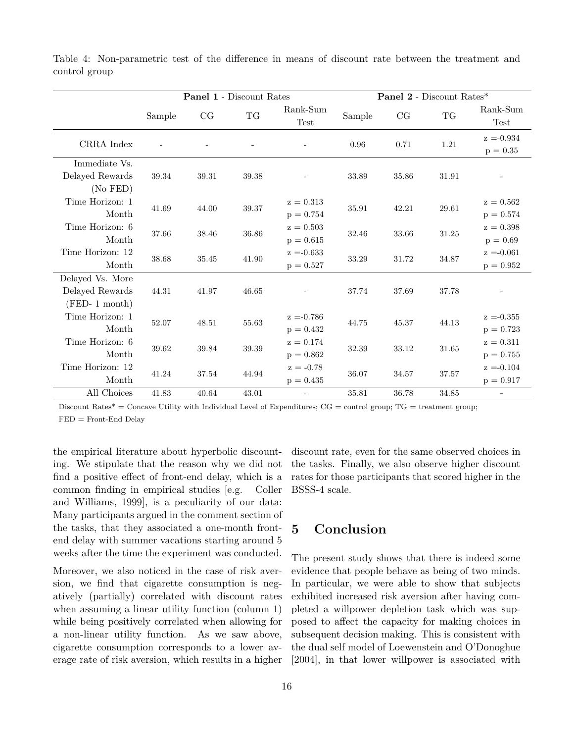Table 4: Non-parametric test of the difference in means of discount rate between the treatment and control group

| | **Panel 1** - Discount Rates | | | | **Panel 2** - Discount Rates* | | | |
|---|---|---|---|---|---|---|---|---|
| | Sample | CG | TG | Rank-Sum Test | Sample | CG | TG | Rank-Sum Test |
| CRRA Index | - | - | - | - | 0.96 | 0.71 | 1.21 | z =-0.934 p = 0.35 |
| Immediate Vs. Delayed Rewards (No FED) | 39.34 | 39.31 | 39.38 | - | 33.89 | 35.86 | 31.91 | - |
| Time Horizon: 1 Month | 41.69 | 44.00 | 39.37 | z = 0.313 p = 0.754 | 35.91 | 42.21 | 29.61 | z = 0.562 p = 0.574 |
| Time Horizon: 6 Month | 37.66 | 38.46 | 36.86 | z = 0.503 p = 0.615 | 32.46 | 33.66 | 31.25 | z = 0.398 p = 0.69 |
| Time Horizon: 12 Month | 38.68 | 35.45 | 41.90 | z =-0.633 p = 0.527 | 33.29 | 31.72 | 34.87 | z =-0.061 p = 0.952 |
| Delayed Vs. More Delayed Rewards (FED- 1 month) | 44.31 | 41.97 | 46.65 | - | 37.74 | 37.69 | 37.78 | - |
| Time Horizon: 1 Month | 52.07 | 48.51 | 55.63 | z =-0.786 p = 0.432 | 44.75 | 45.37 | 44.13 | z =-0.355 p = 0.723 |
| Time Horizon: 6 Month | 39.62 | 39.84 | 39.39 | z = 0.174 p = 0.862 | 32.39 | 33.12 | 31.65 | z = 0.311 p = 0.755 |
| Time Horizon: 12 Month | 41.24 | 37.54 | 44.94 | z = -0.78 p = 0.435 | 36.07 | 34.57 | 37.57 | z =-0.104 p = 0.917 |
| All Choices | 41.83 | 40.64 | 43.01 | - | 35.81 | 36.78 | 34.85 | - |

Discount Rates* = Concave Utility with Individual Level of Expenditures; CG = control group; TG = treatment group; FED = Front-End Delay

the empirical literature about hyperbolic discounting. We stipulate that the reason why we did not find a positive effect of front-end delay, which is a common finding in empirical studies [e.g. Coller and Williams, 1999], is a peculiarity of our data: Many participants argued in the comment section of the tasks, that they associated a one-month front-end delay with summer vacations starting around 5 weeks after the time the experiment was conducted.

Moreover, we also noticed in the case of risk aversion, we find that cigarette consumption is negatively (partially) correlated with discount rates when assuming a linear utility function (column 1) while being positively correlated when allowing for a non-linear utility function. As we saw above, cigarette consumption corresponds to a lower average rate of risk aversion, which results in a higher discount rate, even for the same observed choices in the tasks. Finally, we also observe higher discount rates for those participants that scored higher in the BSSS-4 scale.

## 5 Conclusion

The present study shows that there is indeed some evidence that people behave as being of two minds. In particular, we were able to show that subjects exhibited increased risk aversion after having completed a willpower depletion task which was supposed to affect the capacity for making choices in subsequent decision making. This is consistent with the dual self model of Loewenstein and O'Donoghue [2004], in that lower willpower is associated with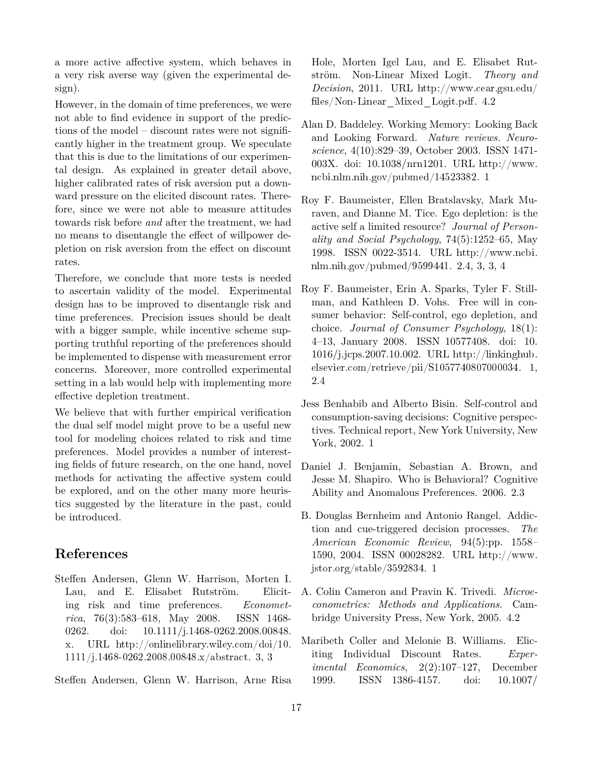a more active affective system, which behaves in a very risk averse way (given the experimental design).

However, in the domain of time preferences, we were not able to find evidence in support of the predictions of the model – discount rates were not significantly higher in the treatment group. We speculate that this is due to the limitations of our experimental design. As explained in greater detail above, higher calibrated rates of risk aversion put a downward pressure on the elicited discount rates. Therefore, since we were not able to measure attitudes towards risk before *and* after the treatment, we had no means to disentangle the effect of willpower depletion on risk aversion from the effect on discount rates.

Therefore, we conclude that more tests is needed to ascertain validity of the model. Experimental design has to be improved to disentangle risk and time preferences. Precision issues should be dealt with a bigger sample, while incentive scheme supporting truthful reporting of the preferences should be implemented to dispense with measurement error concerns. Moreover, more controlled experimental setting in a lab would help with implementing more effective depletion treatment.

We believe that with further empirical verification the dual self model might prove to be a useful new tool for modeling choices related to risk and time preferences. Model provides a number of interesting fields of future research, on the one hand, novel methods for activating the affective system could be explored, and on the other many more heuristics suggested by the literature in the past, could be introduced.

## References

Steffen Andersen, Glenn W. Harrison, Morten I. Lau, and E. Elisabet Rutström. Eliciting risk and time preferences. *Econometrica*, 76(3):583–618, May 2008. ISSN 1468-0262. doi: 10.1111/j.1468-0262.2008.00848.x. URL http://onlinelibrary.wiley.com/doi/10.1111/j.1468-0262.2008.00848.x/abstract. 3, 3

Steffen Andersen, Glenn W. Harrison, Arne Risa Hole, Morten Igel Lau, and E. Elisabet Rutström. Non-Linear Mixed Logit. *Theory and Decision*, 2011. URL http://www.cear.gsu.edu/files/Non-Linear_Mixed_Logit.pdf. 4.2

Alan D. Baddeley. Working Memory: Looking Back and Looking Forward. *Nature reviews. Neuroscience*, 4(10):829–39, October 2003. ISSN 1471-003X. doi: 10.1038/nrn1201. URL http://www.ncbi.nlm.nih.gov/pubmed/14523382. 1

Roy F. Baumeister, Ellen Bratslavsky, Mark Muraven, and Dianne M. Tice. Ego depletion: is the active self a limited resource? *Journal of Personality and Social Psychology*, 74(5):1252–65, May 1998. ISSN 0022-3514. URL http://www.ncbi.nlm.nih.gov/pubmed/9599441. 2.4, 3, 3, 4

Roy F. Baumeister, Erin A. Sparks, Tyler F. Stillman, and Kathleen D. Vohs. Free will in consumer behavior: Self-control, ego depletion, and choice. *Journal of Consumer Psychology*, 18(1): 4–13, January 2008. ISSN 10577408. doi: 10.1016/j.jcps.2007.10.002. URL http://linkinghub.elsevier.com/retrieve/pii/S1057740807000034. 1, 2.4

Jess Benhabib and Alberto Bisin. Self-control and consumption-saving decisions: Cognitive perspectives. Technical report, New York University, New York, 2002. 1

Daniel J. Benjamin, Sebastian A. Brown, and Jesse M. Shapiro. Who is Behavioral? Cognitive Ability and Anomalous Preferences. 2006. 2.3

B. Douglas Bernheim and Antonio Rangel. Addiction and cue-triggered decision processes. *The American Economic Review*, 94(5):pp. 1558–1590, 2004. ISSN 00028282. URL http://www.jstor.org/stable/3592834. 1

A. Colin Cameron and Pravin K. Trivedi. *Microeconometrics: Methods and Applications*. Cambridge University Press, New York, 2005. 4.2

Maribeth Coller and Melonie B. Williams. Eliciting Individual Discount Rates. *Experimental Economics*, 2(2):107–127, December 1999. ISSN 1386-4157. doi: 10.1007/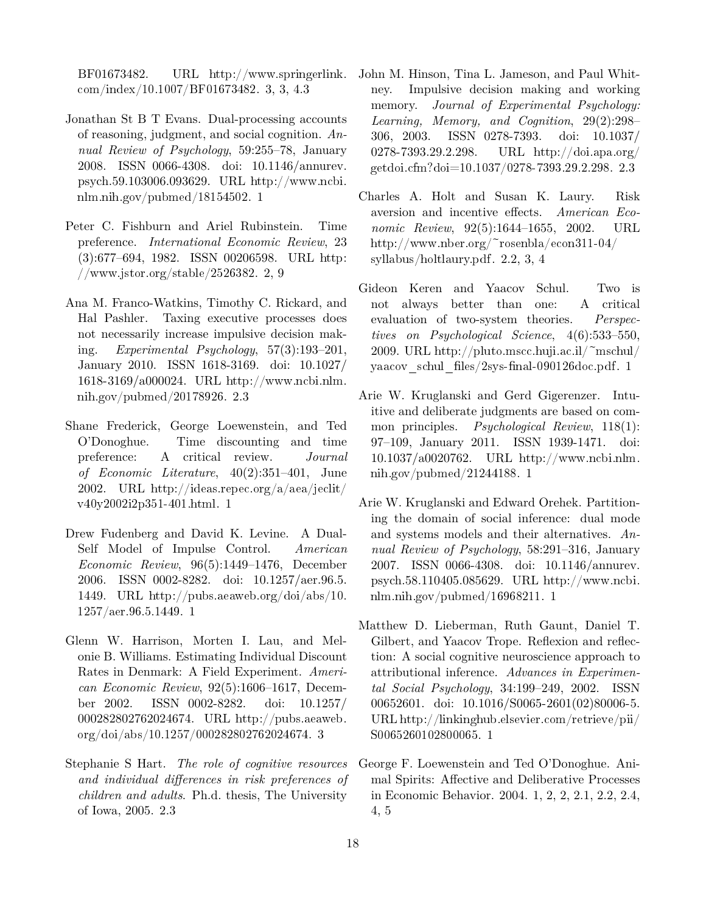BF01673482. URL http://www.springerlink.com/index/10.1007/BF01673482. 3, 3, 4.3

Jonathan St B T Evans. Dual-processing accounts of reasoning, judgment, and social cognition. *Annual Review of Psychology*, 59:255–78, January 2008. ISSN 0066-4308. doi: 10.1146/annurev.psych.59.103006.093629. URL http://www.ncbi.nlm.nih.gov/pubmed/18154502. 1

Peter C. Fishburn and Ariel Rubinstein. Time preference. *International Economic Review*, 23 (3):677–694, 1982. ISSN 00206598. URL http://www.jstor.org/stable/2526382. 2, 9

Ana M. Franco-Watkins, Timothy C. Rickard, and Hal Pashler. Taxing executive processes does not necessarily increase impulsive decision making. *Experimental Psychology*, 57(3):193–201, January 2010. ISSN 1618-3169. doi: 10.1027/1618-3169/a000024. URL http://www.ncbi.nlm.nih.gov/pubmed/20178926. 2.3

Shane Frederick, George Loewenstein, and Ted O'Donoghue. Time discounting and time preference: A critical review. *Journal of Economic Literature*, 40(2):351–401, June 2002. URL http://ideas.repec.org/a/aea/jeclit/v40y2002i2p351-401.html. 1

Drew Fudenberg and David K. Levine. A Dual-Self Model of Impulse Control. *American Economic Review*, 96(5):1449–1476, December 2006. ISSN 0002-8282. doi: 10.1257/aer.96.5.1449. URL http://pubs.aeaweb.org/doi/abs/10.1257/aer.96.5.1449. 1

Glenn W. Harrison, Morten I. Lau, and Melonie B. Williams. Estimating Individual Discount Rates in Denmark: A Field Experiment. *American Economic Review*, 92(5):1606–1617, December 2002. ISSN 0002-8282. doi: 10.1257/000282802762024674. URL http://pubs.aeaweb.org/doi/abs/10.1257/000282802762024674. 3

Stephanie S Hart. *The role of cognitive resources and individual differences in risk preferences of children and adults*. Ph.d. thesis, The University of Iowa, 2005. 2.3

John M. Hinson, Tina L. Jameson, and Paul Whitney. Impulsive decision making and working memory. *Journal of Experimental Psychology: Learning, Memory, and Cognition*, 29(2):298–306, 2003. ISSN 0278-7393. doi: 10.1037/0278-7393.29.2.298. URL http://doi.apa.org/getdoi.cfm?doi=10.1037/0278-7393.29.2.298. 2.3

Charles A. Holt and Susan K. Laury. Risk aversion and incentive effects. *American Economic Review*, 92(5):1644–1655, 2002. URL http://www.nber.org/~rosenbla/econ311-04/syllabus/holtlaury.pdf. 2.2, 3, 4

Gideon Keren and Yaacov Schul. Two is not always better than one: A critical evaluation of two-system theories. *Perspectives on Psychological Science*, 4(6):533–550, 2009. URL http://pluto.mscc.huji.ac.il/~mschul/yaacov_schul_files/2sys-final-090126doc.pdf. 1

Arie W. Kruglanski and Gerd Gigerenzer. Intuitive and deliberate judgments are based on common principles. *Psychological Review*, 118(1): 97–109, January 2011. ISSN 1939-1471. doi: 10.1037/a0020762. URL http://www.ncbi.nlm.nih.gov/pubmed/21244188. 1

Arie W. Kruglanski and Edward Orehek. Partitioning the domain of social inference: dual mode and systems models and their alternatives. *Annual Review of Psychology*, 58:291–316, January 2007. ISSN 0066-4308. doi: 10.1146/annurev.psych.58.110405.085629. URL http://www.ncbi.nlm.nih.gov/pubmed/16968211. 1

Matthew D. Lieberman, Ruth Gaunt, Daniel T. Gilbert, and Yaacov Trope. Reflexion and reflection: A social cognitive neuroscience approach to attributional inference. *Advances in Experimental Social Psychology*, 34:199–249, 2002. ISSN 00652601. doi: 10.1016/S0065-2601(02)80006-5. URL http://linkinghub.elsevier.com/retrieve/pii/S0065260102800065. 1

George F. Loewenstein and Ted O'Donoghue. Animal Spirits: Affective and Deliberative Processes in Economic Behavior. 2004. 1, 2, 2, 2.1, 2.2, 2.4, 4, 5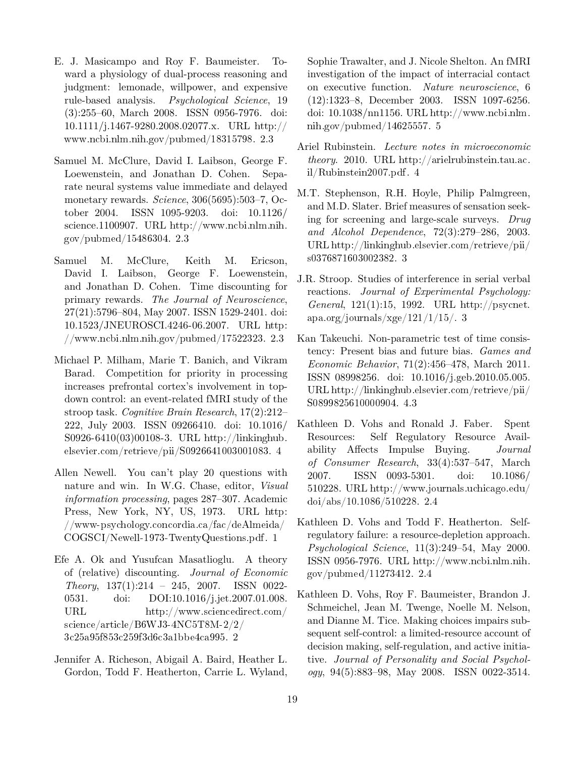E. J. Masicampo and Roy F. Baumeister. Toward a physiology of dual-process reasoning and judgment: lemonade, willpower, and expensive rule-based analysis. *Psychological Science*, 19 (3):255–60, March 2008. ISSN 0956-7976. doi: 10.1111/j.1467-9280.2008.02077.x. URL http://www.ncbi.nlm.nih.gov/pubmed/18315798. 2.3

Samuel M. McClure, David I. Laibson, George F. Loewenstein, and Jonathan D. Cohen. Separate neural systems value immediate and delayed monetary rewards. *Science*, 306(5695):503–7, October 2004. ISSN 1095-9203. doi: 10.1126/science.1100907. URL http://www.ncbi.nlm.nih.gov/pubmed/15486304. 2.3

Samuel M. McClure, Keith M. Ericson, David I. Laibson, George F. Loewenstein, and Jonathan D. Cohen. Time discounting for primary rewards. *The Journal of Neuroscience*, 27(21):5796–804, May 2007. ISSN 1529-2401. doi: 10.1523/JNEUROSCI.4246-06.2007. URL http://www.ncbi.nlm.nih.gov/pubmed/17522323. 2.3

Michael P. Milham, Marie T. Banich, and Vikram Barad. Competition for priority in processing increases prefrontal cortex's involvement in top-down control: an event-related fMRI study of the stroop task. *Cognitive Brain Research*, 17(2):212–222, July 2003. ISSN 09266410. doi: 10.1016/S0926-6410(03)00108-3. URL http://linkinghub.elsevier.com/retrieve/pii/S0926641003001083. 4

Allen Newell. You can't play 20 questions with nature and win. In W.G. Chase, editor, *Visual information processing*, pages 287–307. Academic Press, New York, NY, US, 1973. URL http://www-psychology.concordia.ca/fac/deAlmeida/COGSCI/Newell-1973-TwentyQuestions.pdf. 1

Efe A. Ok and Yusufcan Masatlioglu. A theory of (relative) discounting. *Journal of Economic Theory*, 137(1):214 – 245, 2007. ISSN 0022-0531. doi: DOI:10.1016/j.jet.2007.01.008. URL http://www.sciencedirect.com/science/article/B6WJ3-4NC5T8M-2/2/3c25a95f853c259f3d6c3a1bbe4ca995. 2

Jennifer A. Richeson, Abigail A. Baird, Heather L. Gordon, Todd F. Heatherton, Carrie L. Wyland, Sophie Trawalter, and J. Nicole Shelton. An fMRI investigation of the impact of interracial contact on executive function. *Nature neuroscience*, 6 (12):1323–8, December 2003. ISSN 1097-6256. doi: 10.1038/nn1156. URL http://www.ncbi.nlm.nih.gov/pubmed/14625557. 5

Ariel Rubinstein. *Lecture notes in microeconomic theory*. 2010. URL http://arielrubinstein.tau.ac.il/Rubinstein2007.pdf. 4

M.T. Stephenson, R.H. Hoyle, Philip Palmgreen, and M.D. Slater. Brief measures of sensation seeking for screening and large-scale surveys. *Drug and Alcohol Dependence*, 72(3):279–286, 2003. URL http://linkinghub.elsevier.com/retrieve/pii/s0376871603002382. 3

J.R. Stroop. Studies of interference in serial verbal reactions. *Journal of Experimental Psychology: General*, 121(1):15, 1992. URL http://psycnet.apa.org/journals/xge/121/1/15/. 3

Kan Takeuchi. Non-parametric test of time consistency: Present bias and future bias. *Games and Economic Behavior*, 71(2):456–478, March 2011. ISSN 08998256. doi: 10.1016/j.geb.2010.05.005. URL http://linkinghub.elsevier.com/retrieve/pii/S0899825610000904. 4.3

Kathleen D. Vohs and Ronald J. Faber. Spent Resources: Self Regulatory Resource Availability Affects Impulse Buying. *Journal of Consumer Research*, 33(4):537–547, March 2007. ISSN 0093-5301. doi: 10.1086/510228. URL http://www.journals.uchicago.edu/doi/abs/10.1086/510228. 2.4

Kathleen D. Vohs and Todd F. Heatherton. Self-regulatory failure: a resource-depletion approach. *Psychological Science*, 11(3):249–54, May 2000. ISSN 0956-7976. URL http://www.ncbi.nlm.nih.gov/pubmed/11273412. 2.4

Kathleen D. Vohs, Roy F. Baumeister, Brandon J. Schmeichel, Jean M. Twenge, Noelle M. Nelson, and Dianne M. Tice. Making choices impairs subsequent self-control: a limited-resource account of decision making, self-regulation, and active initiative. *Journal of Personality and Social Psychology*, 94(5):883–98, May 2008. ISSN 0022-3514.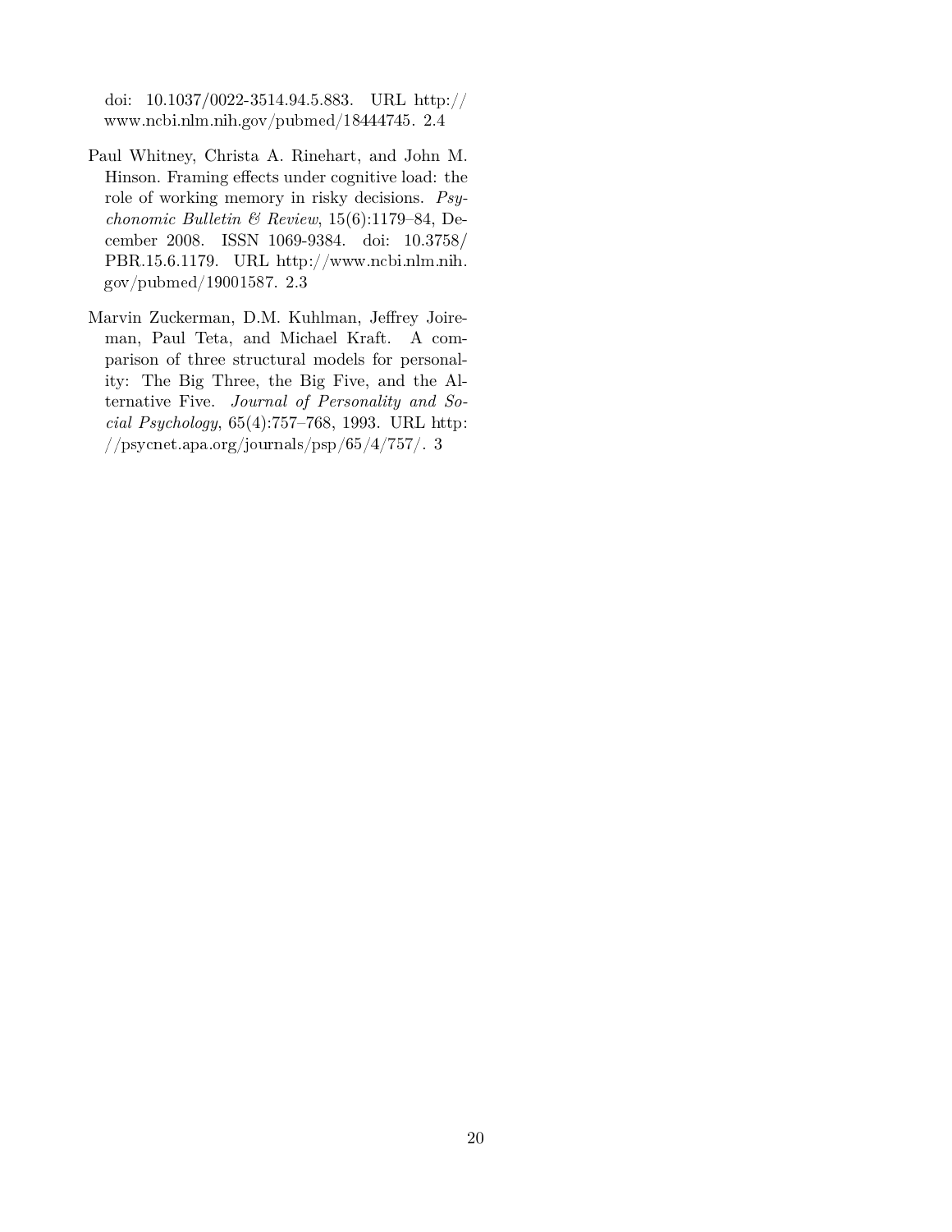doi: 10.1037/0022-3514.94.5.883. URL http://www.ncbi.nlm.nih.gov/pubmed/18444745. 2.4

Paul Whitney, Christa A. Rinehart, and John M. Hinson. Framing effects under cognitive load: the role of working memory in risky decisions. *Psychonomic Bulletin & Review*, 15(6):1179–84, December 2008. ISSN 1069-9384. doi: 10.3758/PBR.15.6.1179. URL http://www.ncbi.nlm.nih.gov/pubmed/19001587. 2.3

Marvin Zuckerman, D.M. Kuhlman, Jeffrey Joireman, Paul Teta, and Michael Kraft. A comparison of three structural models for personality: The Big Three, the Big Five, and the Alternative Five. *Journal of Personality and Social Psychology*, 65(4):757–768, 1993. URL http://psycnet.apa.org/journals/psp/65/4/757/. 3